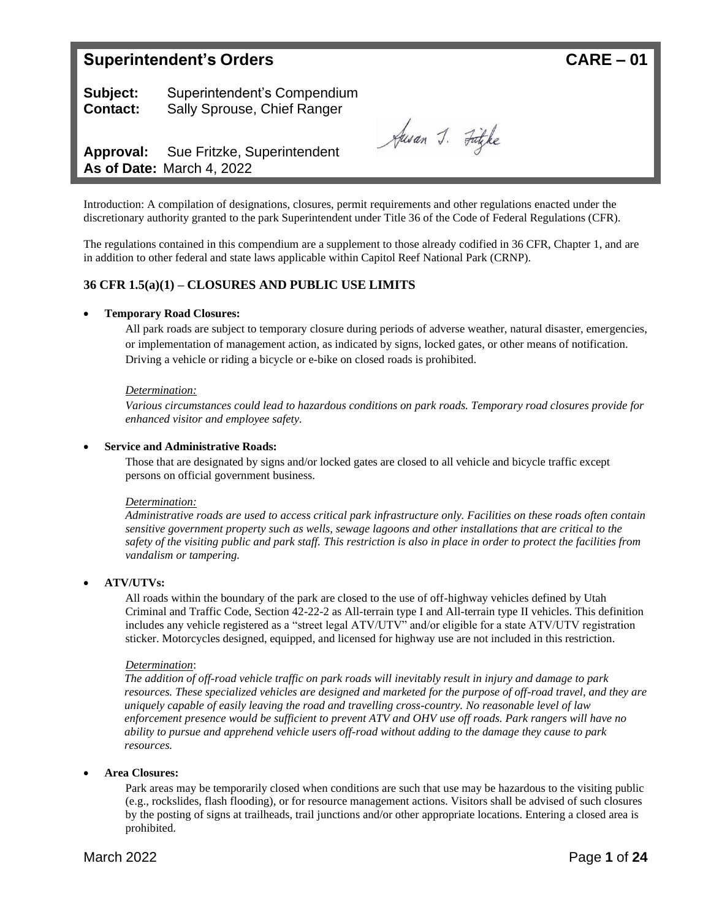# Superintendent's Orders — CARE – 01

**Subject:** Superintendent's Compendium
**Contact:** Sally Sprouse, Chief Ranger

**Approval:** Sue Fritzke, Superintendent
**As of Date:** March 4, 2022

Introduction: A compilation of designations, closures, permit requirements and other regulations enacted under the discretionary authority granted to the park Superintendent under Title 36 of the Code of Federal Regulations (CFR).

The regulations contained in this compendium are a supplement to those already codified in 36 CFR, Chapter 1, and are in addition to other federal and state laws applicable within Capitol Reef National Park (CRNP).

## 36 CFR 1.5(a)(1) – CLOSURES AND PUBLIC USE LIMITS

- **Temporary Road Closures:**

  All park roads are subject to temporary closure during periods of adverse weather, natural disaster, emergencies, or implementation of management action, as indicated by signs, locked gates, or other means of notification. Driving a vehicle or riding a bicycle or e-bike on closed roads is prohibited.

  *Determination:*
  *Various circumstances could lead to hazardous conditions on park roads. Temporary road closures provide for enhanced visitor and employee safety.*

- **Service and Administrative Roads:**

  Those that are designated by signs and/or locked gates are closed to all vehicle and bicycle traffic except persons on official government business.

  *Determination:*
  *Administrative roads are used to access critical park infrastructure only. Facilities on these roads often contain sensitive government property such as wells, sewage lagoons and other installations that are critical to the safety of the visiting public and park staff. This restriction is also in place in order to protect the facilities from vandalism or tampering.*

- **ATV/UTVs:**

  All roads within the boundary of the park are closed to the use of off-highway vehicles defined by Utah Criminal and Traffic Code, Section 42-22-2 as All-terrain type I and All-terrain type II vehicles. This definition includes any vehicle registered as a "street legal ATV/UTV" and/or eligible for a state ATV/UTV registration sticker. Motorcycles designed, equipped, and licensed for highway use are not included in this restriction.

  *Determination*:
  *The addition of off-road vehicle traffic on park roads will inevitably result in injury and damage to park resources. These specialized vehicles are designed and marketed for the purpose of off-road travel, and they are uniquely capable of easily leaving the road and travelling cross-country. No reasonable level of law enforcement presence would be sufficient to prevent ATV and OHV use off roads. Park rangers will have no ability to pursue and apprehend vehicle users off-road without adding to the damage they cause to park resources.*

- **Area Closures:**

  Park areas may be temporarily closed when conditions are such that use may be hazardous to the visiting public (e.g., rockslides, flash flooding), or for resource management actions. Visitors shall be advised of such closures by the posting of signs at trailheads, trail junctions and/or other appropriate locations. Entering a closed area is prohibited.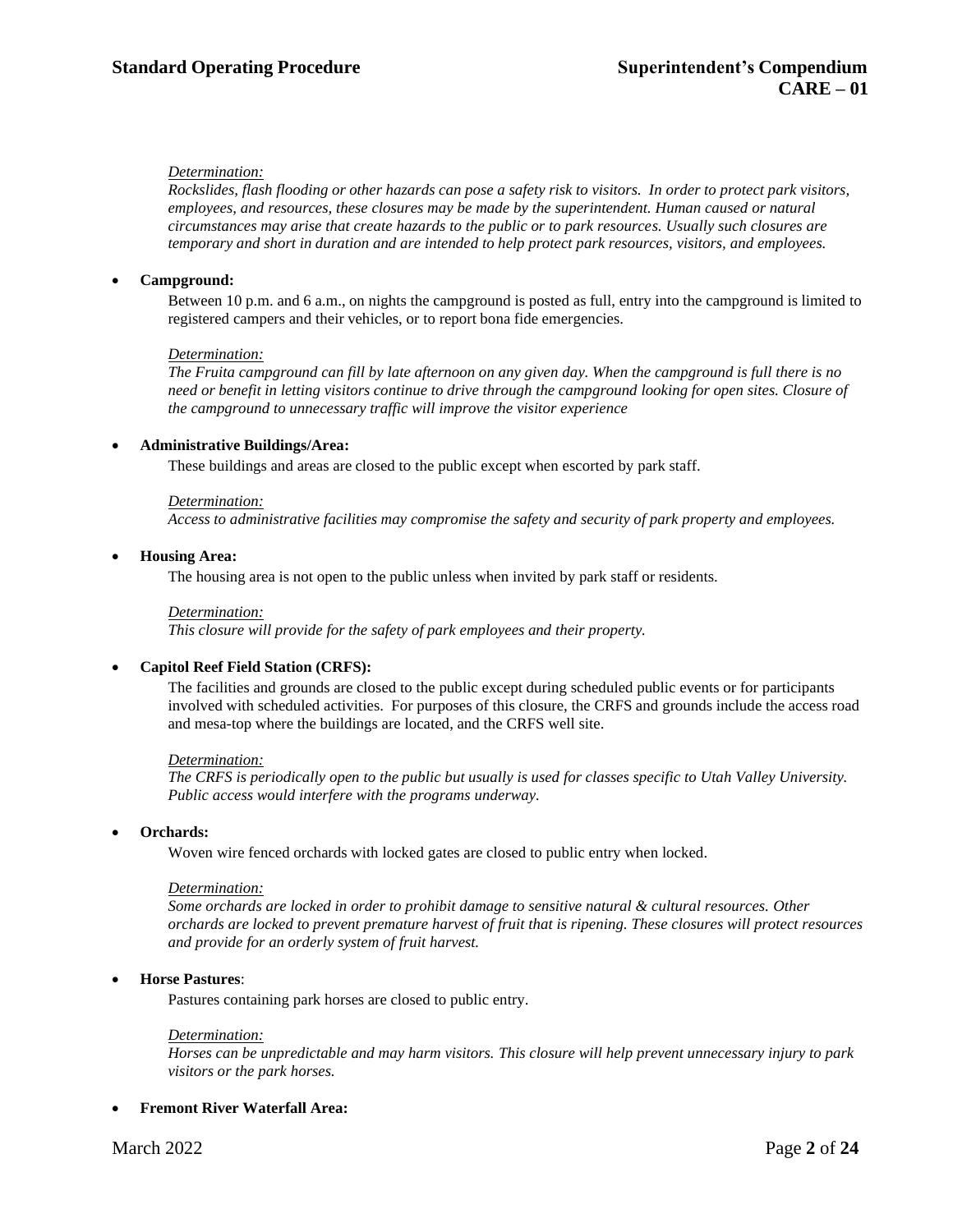*Determination:*

*Rockslides, flash flooding or other hazards can pose a safety risk to visitors. In order to protect park visitors, employees, and resources, these closures may be made by the superintendent. Human caused or natural circumstances may arise that create hazards to the public or to park resources. Usually such closures are temporary and short in duration and are intended to help protect park resources, visitors, and employees.*

- **Campground:**

  Between 10 p.m. and 6 a.m., on nights the campground is posted as full, entry into the campground is limited to registered campers and their vehicles, or to report bona fide emergencies.

  *Determination:*

  *The Fruita campground can fill by late afternoon on any given day. When the campground is full there is no need or benefit in letting visitors continue to drive through the campground looking for open sites. Closure of the campground to unnecessary traffic will improve the visitor experience*

- **Administrative Buildings/Area:**

  These buildings and areas are closed to the public except when escorted by park staff.

  *Determination:*

  *Access to administrative facilities may compromise the safety and security of park property and employees.*

- **Housing Area:**

  The housing area is not open to the public unless when invited by park staff or residents.

  *Determination:*

  *This closure will provide for the safety of park employees and their property.*

- **Capitol Reef Field Station (CRFS):**

  The facilities and grounds are closed to the public except during scheduled public events or for participants involved with scheduled activities. For purposes of this closure, the CRFS and grounds include the access road and mesa-top where the buildings are located, and the CRFS well site.

  *Determination:*

  *The CRFS is periodically open to the public but usually is used for classes specific to Utah Valley University. Public access would interfere with the programs underway.*

- **Orchards:**

  Woven wire fenced orchards with locked gates are closed to public entry when locked.

  *Determination:*

  *Some orchards are locked in order to prohibit damage to sensitive natural & cultural resources. Other orchards are locked to prevent premature harvest of fruit that is ripening. These closures will protect resources and provide for an orderly system of fruit harvest.*

- **Horse Pastures**:

  Pastures containing park horses are closed to public entry.

  *Determination:*

  *Horses can be unpredictable and may harm visitors. This closure will help prevent unnecessary injury to park visitors or the park horses.*

- **Fremont River Waterfall Area:**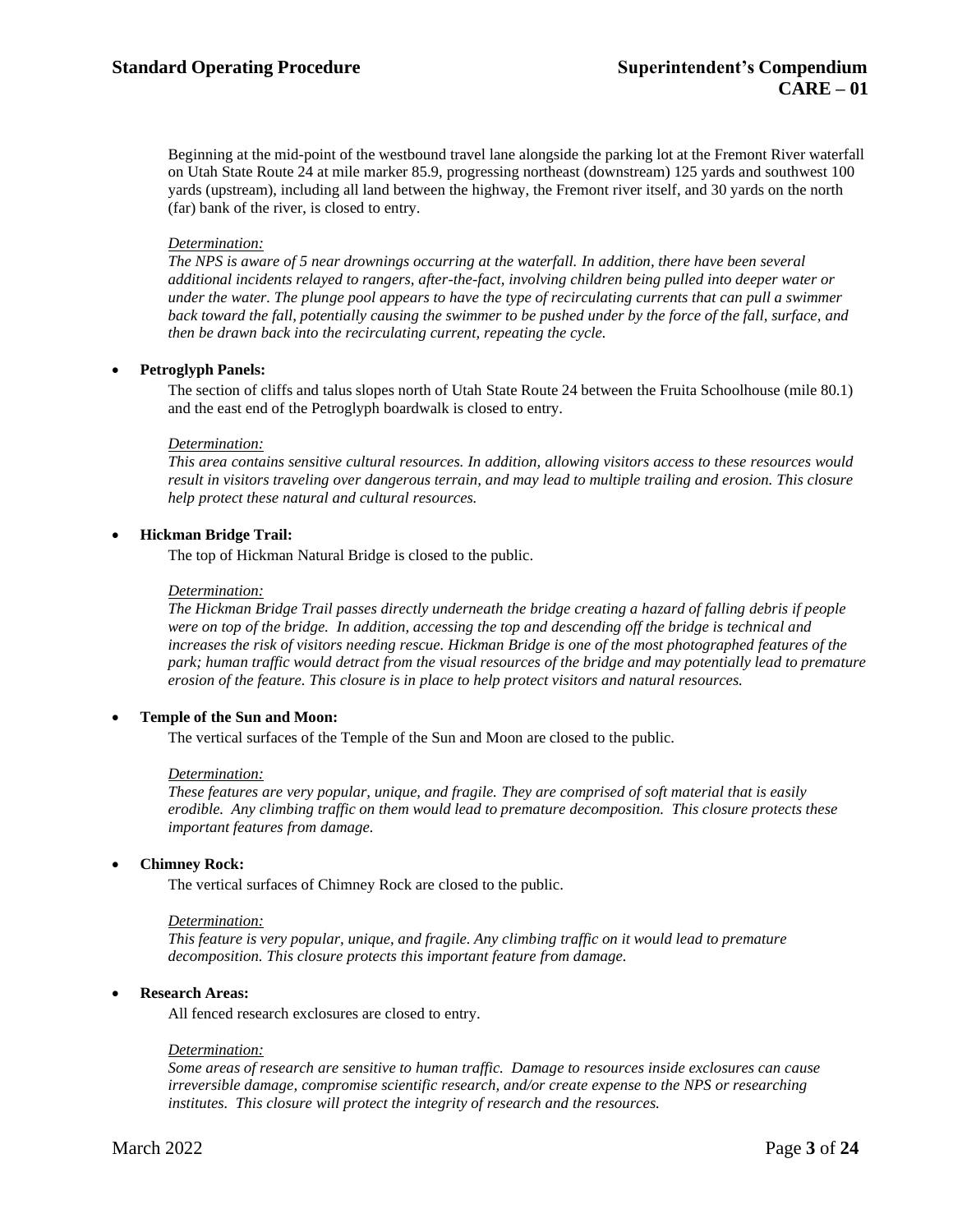Beginning at the mid-point of the westbound travel lane alongside the parking lot at the Fremont River waterfall on Utah State Route 24 at mile marker 85.9, progressing northeast (downstream) 125 yards and southwest 100 yards (upstream), including all land between the highway, the Fremont river itself, and 30 yards on the north (far) bank of the river, is closed to entry.

*Determination:*
*The NPS is aware of 5 near drownings occurring at the waterfall. In addition, there have been several additional incidents relayed to rangers, after-the-fact, involving children being pulled into deeper water or under the water. The plunge pool appears to have the type of recirculating currents that can pull a swimmer back toward the fall, potentially causing the swimmer to be pushed under by the force of the fall, surface, and then be drawn back into the recirculating current, repeating the cycle.*

- **Petroglyph Panels:**

  The section of cliffs and talus slopes north of Utah State Route 24 between the Fruita Schoolhouse (mile 80.1) and the east end of the Petroglyph boardwalk is closed to entry.

  *Determination:*
  *This area contains sensitive cultural resources. In addition, allowing visitors access to these resources would result in visitors traveling over dangerous terrain, and may lead to multiple trailing and erosion. This closure help protect these natural and cultural resources.*

- **Hickman Bridge Trail:**

  The top of Hickman Natural Bridge is closed to the public.

  *Determination:*
  *The Hickman Bridge Trail passes directly underneath the bridge creating a hazard of falling debris if people were on top of the bridge. In addition, accessing the top and descending off the bridge is technical and increases the risk of visitors needing rescue. Hickman Bridge is one of the most photographed features of the park; human traffic would detract from the visual resources of the bridge and may potentially lead to premature erosion of the feature. This closure is in place to help protect visitors and natural resources.*

- **Temple of the Sun and Moon:**

  The vertical surfaces of the Temple of the Sun and Moon are closed to the public.

  *Determination:*
  *These features are very popular, unique, and fragile. They are comprised of soft material that is easily erodible. Any climbing traffic on them would lead to premature decomposition. This closure protects these important features from damage.*

- **Chimney Rock:**

  The vertical surfaces of Chimney Rock are closed to the public.

  *Determination:*
  *This feature is very popular, unique, and fragile. Any climbing traffic on it would lead to premature decomposition. This closure protects this important feature from damage.*

- **Research Areas:**

  All fenced research exclosures are closed to entry.

  *Determination:*
  *Some areas of research are sensitive to human traffic. Damage to resources inside exclosures can cause irreversible damage, compromise scientific research, and/or create expense to the NPS or researching institutes. This closure will protect the integrity of research and the resources.*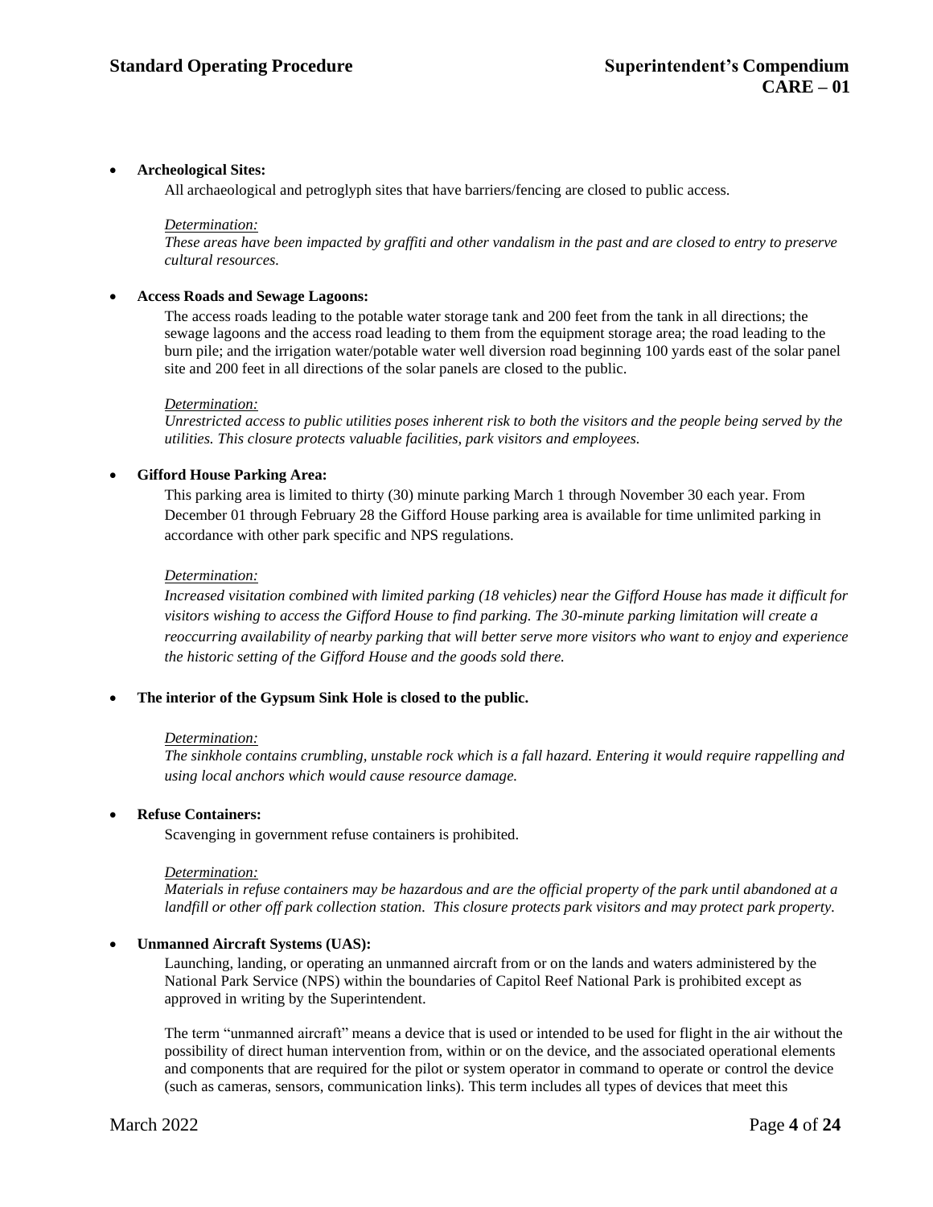- **Archeological Sites:**

  All archaeological and petroglyph sites that have barriers/fencing are closed to public access.

  *Determination:*
  *These areas have been impacted by graffiti and other vandalism in the past and are closed to entry to preserve cultural resources.*

- **Access Roads and Sewage Lagoons:**

  The access roads leading to the potable water storage tank and 200 feet from the tank in all directions; the sewage lagoons and the access road leading to them from the equipment storage area; the road leading to the burn pile; and the irrigation water/potable water well diversion road beginning 100 yards east of the solar panel site and 200 feet in all directions of the solar panels are closed to the public.

  *Determination:*
  *Unrestricted access to public utilities poses inherent risk to both the visitors and the people being served by the utilities. This closure protects valuable facilities, park visitors and employees.*

- **Gifford House Parking Area:**

  This parking area is limited to thirty (30) minute parking March 1 through November 30 each year. From December 01 through February 28 the Gifford House parking area is available for time unlimited parking in accordance with other park specific and NPS regulations.

  *Determination:*
  *Increased visitation combined with limited parking (18 vehicles) near the Gifford House has made it difficult for visitors wishing to access the Gifford House to find parking. The 30-minute parking limitation will create a reoccurring availability of nearby parking that will better serve more visitors who want to enjoy and experience the historic setting of the Gifford House and the goods sold there.*

- **The interior of the Gypsum Sink Hole is closed to the public.**

  *Determination:*
  *The sinkhole contains crumbling, unstable rock which is a fall hazard. Entering it would require rappelling and using local anchors which would cause resource damage.*

- **Refuse Containers:**

  Scavenging in government refuse containers is prohibited.

  *Determination:*
  *Materials in refuse containers may be hazardous and are the official property of the park until abandoned at a landfill or other off park collection station. This closure protects park visitors and may protect park property.*

- **Unmanned Aircraft Systems (UAS):**

  Launching, landing, or operating an unmanned aircraft from or on the lands and waters administered by the National Park Service (NPS) within the boundaries of Capitol Reef National Park is prohibited except as approved in writing by the Superintendent.

  The term "unmanned aircraft" means a device that is used or intended to be used for flight in the air without the possibility of direct human intervention from, within or on the device, and the associated operational elements and components that are required for the pilot or system operator in command to operate or control the device (such as cameras, sensors, communication links). This term includes all types of devices that meet this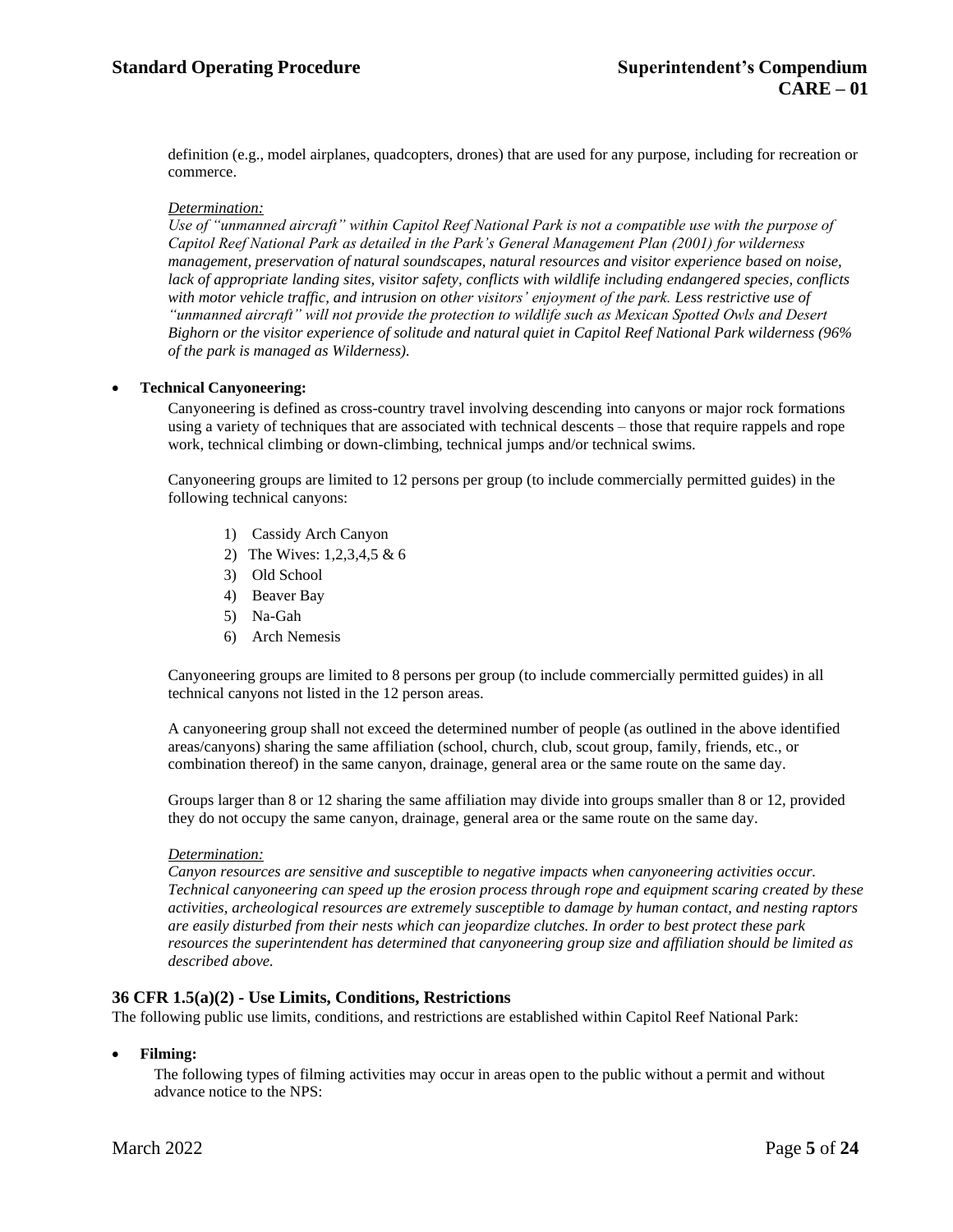definition (e.g., model airplanes, quadcopters, drones) that are used for any purpose, including for recreation or commerce.

*Determination:*

*Use of "unmanned aircraft" within Capitol Reef National Park is not a compatible use with the purpose of Capitol Reef National Park as detailed in the Park's General Management Plan (2001) for wilderness management, preservation of natural soundscapes, natural resources and visitor experience based on noise, lack of appropriate landing sites, visitor safety, conflicts with wildlife including endangered species, conflicts with motor vehicle traffic, and intrusion on other visitors' enjoyment of the park. Less restrictive use of "unmanned aircraft" will not provide the protection to wildlife such as Mexican Spotted Owls and Desert Bighorn or the visitor experience of solitude and natural quiet in Capitol Reef National Park wilderness (96% of the park is managed as Wilderness).*

- **Technical Canyoneering:**

  Canyoneering is defined as cross-country travel involving descending into canyons or major rock formations using a variety of techniques that are associated with technical descents – those that require rappels and rope work, technical climbing or down-climbing, technical jumps and/or technical swims.

  Canyoneering groups are limited to 12 persons per group (to include commercially permitted guides) in the following technical canyons:

  1) Cassidy Arch Canyon
  2) The Wives: 1,2,3,4,5 & 6
  3) Old School
  4) Beaver Bay
  5) Na-Gah
  6) Arch Nemesis

  Canyoneering groups are limited to 8 persons per group (to include commercially permitted guides) in all technical canyons not listed in the 12 person areas.

  A canyoneering group shall not exceed the determined number of people (as outlined in the above identified areas/canyons) sharing the same affiliation (school, church, club, scout group, family, friends, etc., or combination thereof) in the same canyon, drainage, general area or the same route on the same day.

  Groups larger than 8 or 12 sharing the same affiliation may divide into groups smaller than 8 or 12, provided they do not occupy the same canyon, drainage, general area or the same route on the same day.

  *Determination:*

  *Canyon resources are sensitive and susceptible to negative impacts when canyoneering activities occur. Technical canyoneering can speed up the erosion process through rope and equipment scaring created by these activities, archeological resources are extremely susceptible to damage by human contact, and nesting raptors are easily disturbed from their nests which can jeopardize clutches. In order to best protect these park resources the superintendent has determined that canyoneering group size and affiliation should be limited as described above.*

### 36 CFR 1.5(a)(2) - Use Limits, Conditions, Restrictions

The following public use limits, conditions, and restrictions are established within Capitol Reef National Park:

- **Filming:**

  The following types of filming activities may occur in areas open to the public without a permit and without advance notice to the NPS: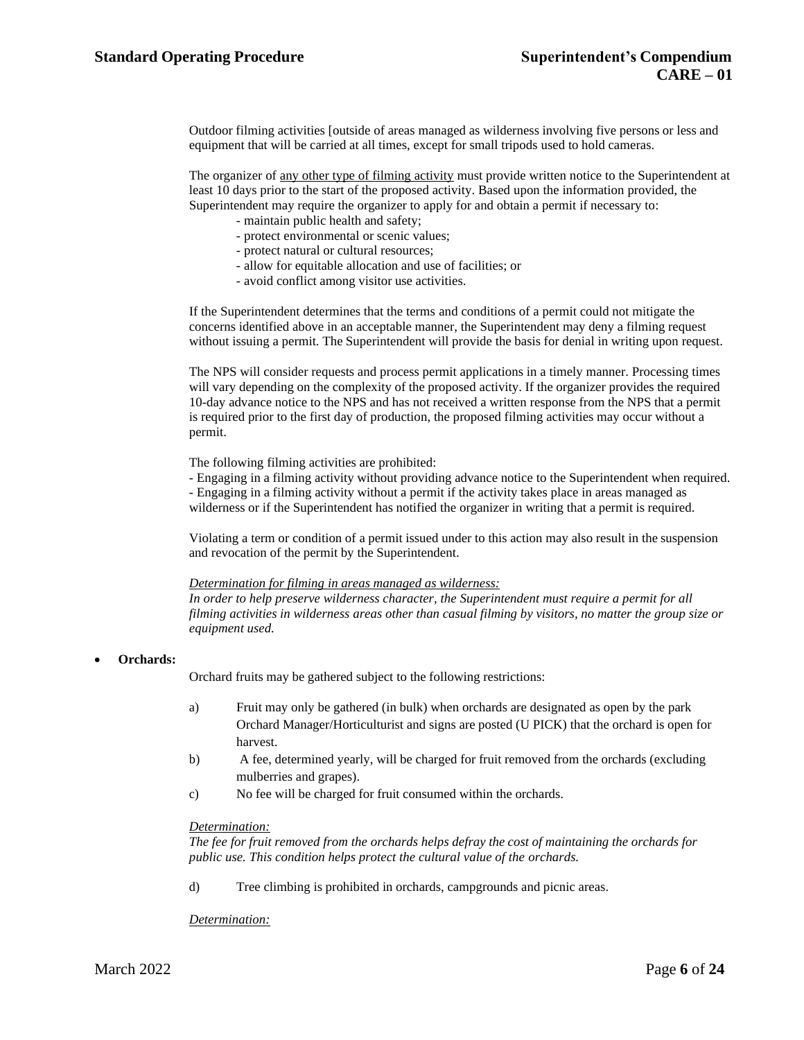Outdoor filming activities [outside of areas managed as wilderness involving five persons or less and equipment that will be carried at all times, except for small tripods used to hold cameras.

The organizer of <u>any other type of filming activity</u> must provide written notice to the Superintendent at least 10 days prior to the start of the proposed activity. Based upon the information provided, the Superintendent may require the organizer to apply for and obtain a permit if necessary to:

- maintain public health and safety;
- protect environmental or scenic values;
- protect natural or cultural resources;
- allow for equitable allocation and use of facilities; or
- avoid conflict among visitor use activities.

If the Superintendent determines that the terms and conditions of a permit could not mitigate the concerns identified above in an acceptable manner, the Superintendent may deny a filming request without issuing a permit. The Superintendent will provide the basis for denial in writing upon request.

The NPS will consider requests and process permit applications in a timely manner. Processing times will vary depending on the complexity of the proposed activity. If the organizer provides the required 10-day advance notice to the NPS and has not received a written response from the NPS that a permit is required prior to the first day of production, the proposed filming activities may occur without a permit.

The following filming activities are prohibited:

- Engaging in a filming activity without providing advance notice to the Superintendent when required.
- Engaging in a filming activity without a permit if the activity takes place in areas managed as wilderness or if the Superintendent has notified the organizer in writing that a permit is required.

Violating a term or condition of a permit issued under to this action may also result in the suspension and revocation of the permit by the Superintendent.

*<u>Determination for filming in areas managed as wilderness:</u>*
*In order to help preserve wilderness character, the Superintendent must require a permit for all filming activities in wilderness areas other than casual filming by visitors, no matter the group size or equipment used.*

- **Orchards:**

Orchard fruits may be gathered subject to the following restrictions:

a) Fruit may only be gathered (in bulk) when orchards are designated as open by the park Orchard Manager/Horticulturist and signs are posted (U PICK) that the orchard is open for harvest.

b) A fee, determined yearly, will be charged for fruit removed from the orchards (excluding mulberries and grapes).

c) No fee will be charged for fruit consumed within the orchards.

*<u>Determination:</u>*
*The fee for fruit removed from the orchards helps defray the cost of maintaining the orchards for public use. This condition helps protect the cultural value of the orchards.*

d) Tree climbing is prohibited in orchards, campgrounds and picnic areas.

*<u>Determination:</u>*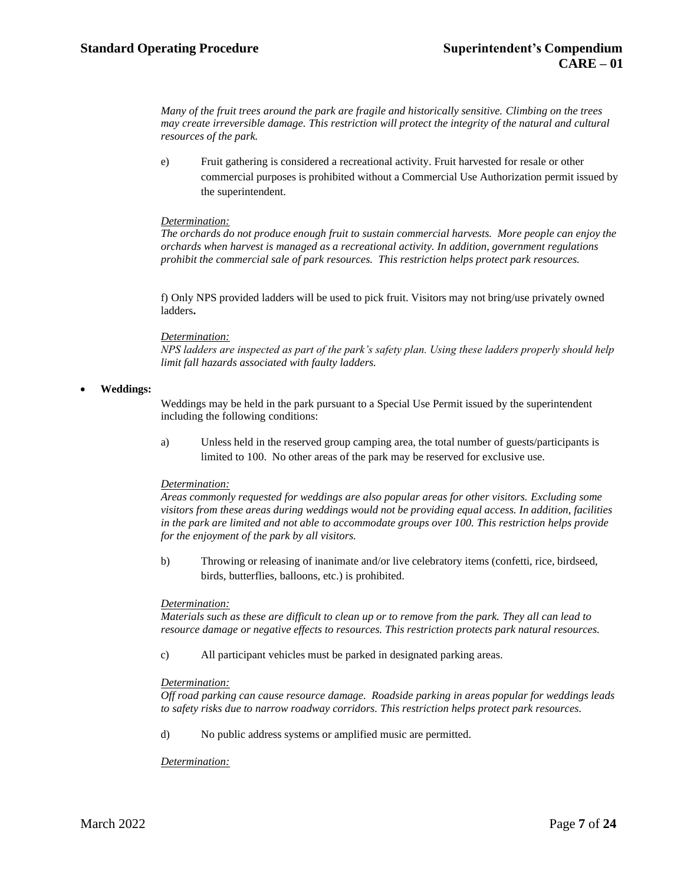*Many of the fruit trees around the park are fragile and historically sensitive. Climbing on the trees may create irreversible damage. This restriction will protect the integrity of the natural and cultural resources of the park.*

e) Fruit gathering is considered a recreational activity. Fruit harvested for resale or other commercial purposes is prohibited without a Commercial Use Authorization permit issued by the superintendent.

*Determination:*
*The orchards do not produce enough fruit to sustain commercial harvests. More people can enjoy the orchards when harvest is managed as a recreational activity. In addition, government regulations prohibit the commercial sale of park resources. This restriction helps protect park resources.*

f) Only NPS provided ladders will be used to pick fruit. Visitors may not bring/use privately owned ladders**.**

*Determination:*
*NPS ladders are inspected as part of the park's safety plan. Using these ladders properly should help limit fall hazards associated with faulty ladders.*

- **Weddings:**

Weddings may be held in the park pursuant to a Special Use Permit issued by the superintendent including the following conditions:

a) Unless held in the reserved group camping area, the total number of guests/participants is limited to 100. No other areas of the park may be reserved for exclusive use.

*Determination:*
*Areas commonly requested for weddings are also popular areas for other visitors. Excluding some visitors from these areas during weddings would not be providing equal access. In addition, facilities in the park are limited and not able to accommodate groups over 100. This restriction helps provide for the enjoyment of the park by all visitors.*

b) Throwing or releasing of inanimate and/or live celebratory items (confetti, rice, birdseed, birds, butterflies, balloons, etc.) is prohibited.

*Determination:*
*Materials such as these are difficult to clean up or to remove from the park. They all can lead to resource damage or negative effects to resources. This restriction protects park natural resources.*

c) All participant vehicles must be parked in designated parking areas.

*Determination:*
*Off road parking can cause resource damage. Roadside parking in areas popular for weddings leads to safety risks due to narrow roadway corridors. This restriction helps protect park resources.*

d) No public address systems or amplified music are permitted.

*Determination:*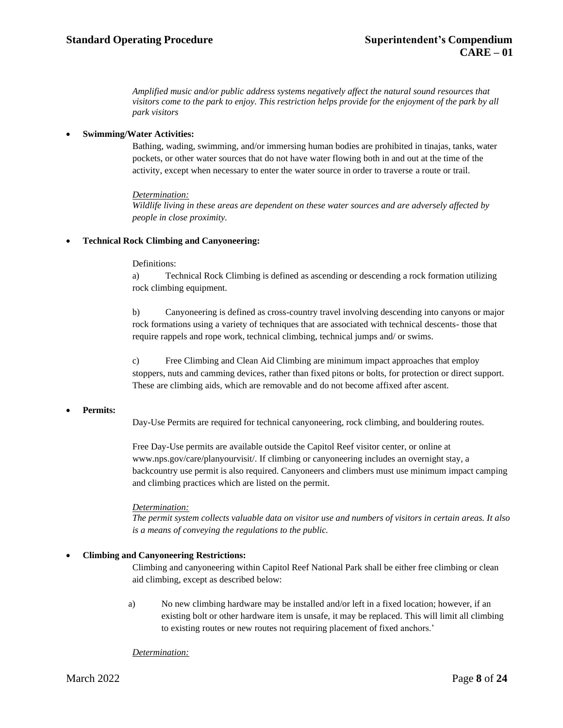*Amplified music and/or public address systems negatively affect the natural sound resources that visitors come to the park to enjoy. This restriction helps provide for the enjoyment of the park by all park visitors*

- **Swimming/Water Activities:**

  Bathing, wading, swimming, and/or immersing human bodies are prohibited in tinajas, tanks, water pockets, or other water sources that do not have water flowing both in and out at the time of the activity, except when necessary to enter the water source in order to traverse a route or trail.

  *Determination:*
  *Wildlife living in these areas are dependent on these water sources and are adversely affected by people in close proximity.*

- **Technical Rock Climbing and Canyoneering:**

  Definitions:

  a) Technical Rock Climbing is defined as ascending or descending a rock formation utilizing rock climbing equipment.

  b) Canyoneering is defined as cross-country travel involving descending into canyons or major rock formations using a variety of techniques that are associated with technical descents- those that require rappels and rope work, technical climbing, technical jumps and/ or swims.

  c) Free Climbing and Clean Aid Climbing are minimum impact approaches that employ stoppers, nuts and camming devices, rather than fixed pitons or bolts, for protection or direct support. These are climbing aids, which are removable and do not become affixed after ascent.

- **Permits:**

  Day-Use Permits are required for technical canyoneering, rock climbing, and bouldering routes.

  Free Day-Use permits are available outside the Capitol Reef visitor center, or online at www.nps.gov/care/planyourvisit/. If climbing or canyoneering includes an overnight stay, a backcountry use permit is also required. Canyoneers and climbers must use minimum impact camping and climbing practices which are listed on the permit.

  *Determination:*
  *The permit system collects valuable data on visitor use and numbers of visitors in certain areas. It also is a means of conveying the regulations to the public.*

- **Climbing and Canyoneering Restrictions:**

  Climbing and canyoneering within Capitol Reef National Park shall be either free climbing or clean aid climbing, except as described below:

  a) No new climbing hardware may be installed and/or left in a fixed location; however, if an existing bolt or other hardware item is unsafe, it may be replaced. This will limit all climbing to existing routes or new routes not requiring placement of fixed anchors.'

  *Determination:*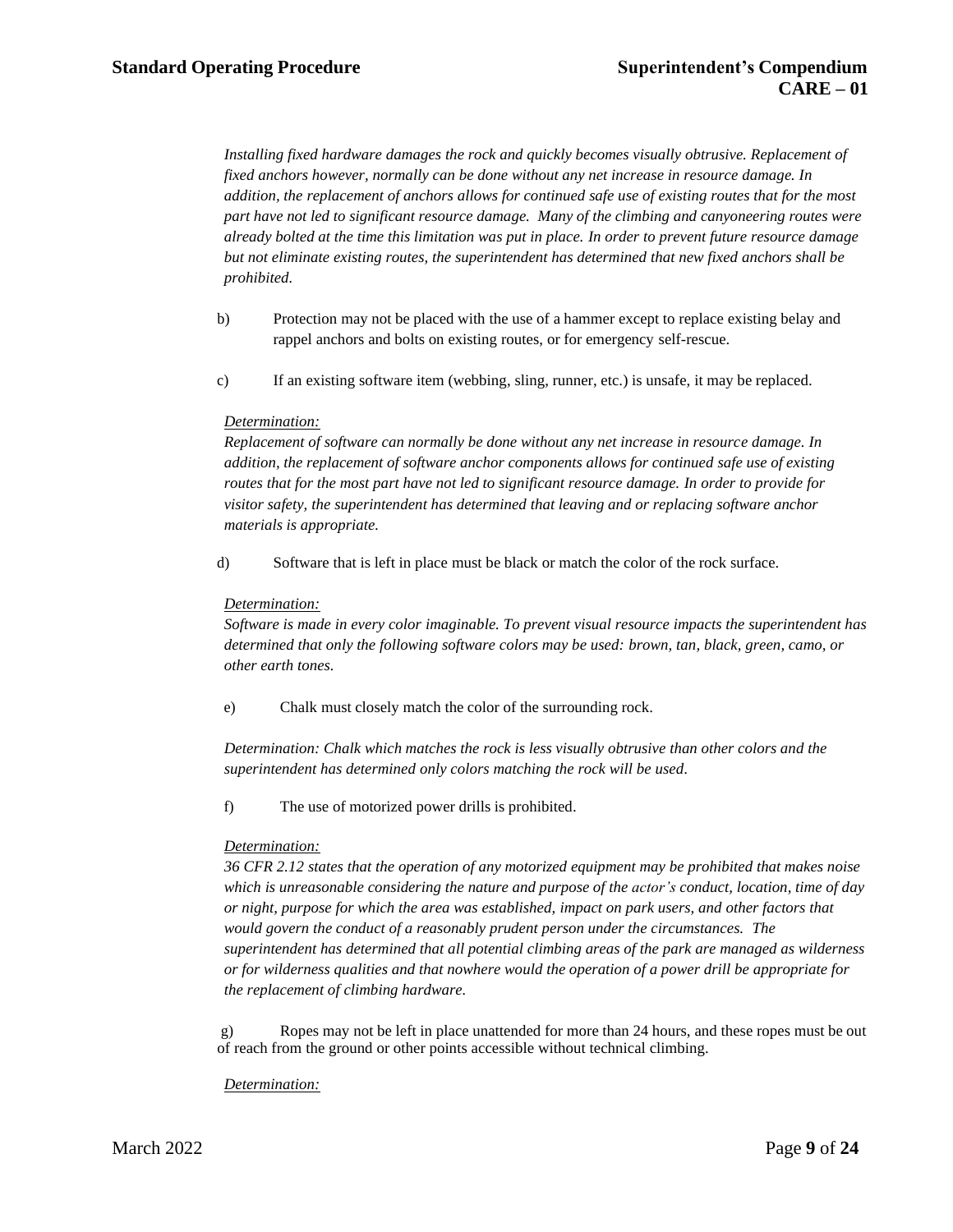*Installing fixed hardware damages the rock and quickly becomes visually obtrusive. Replacement of fixed anchors however, normally can be done without any net increase in resource damage. In addition, the replacement of anchors allows for continued safe use of existing routes that for the most part have not led to significant resource damage. Many of the climbing and canyoneering routes were already bolted at the time this limitation was put in place. In order to prevent future resource damage but not eliminate existing routes, the superintendent has determined that new fixed anchors shall be prohibited.*

b) Protection may not be placed with the use of a hammer except to replace existing belay and rappel anchors and bolts on existing routes, or for emergency self-rescue.

c) If an existing software item (webbing, sling, runner, etc.) is unsafe, it may be replaced.

*Determination:*
*Replacement of software can normally be done without any net increase in resource damage. In addition, the replacement of software anchor components allows for continued safe use of existing routes that for the most part have not led to significant resource damage. In order to provide for visitor safety, the superintendent has determined that leaving and or replacing software anchor materials is appropriate.*

d) Software that is left in place must be black or match the color of the rock surface.

*Determination:*
*Software is made in every color imaginable. To prevent visual resource impacts the superintendent has determined that only the following software colors may be used: brown, tan, black, green, camo, or other earth tones.*

e) Chalk must closely match the color of the surrounding rock.

*Determination: Chalk which matches the rock is less visually obtrusive than other colors and the superintendent has determined only colors matching the rock will be used*.

f) The use of motorized power drills is prohibited.

*Determination:*
*36 CFR 2.12 states that the operation of any motorized equipment may be prohibited that makes noise which is unreasonable considering the nature and purpose of the actor's conduct, location, time of day or night, purpose for which the area was established, impact on park users, and other factors that would govern the conduct of a reasonably prudent person under the circumstances. The superintendent has determined that all potential climbing areas of the park are managed as wilderness or for wilderness qualities and that nowhere would the operation of a power drill be appropriate for the replacement of climbing hardware.*

g) Ropes may not be left in place unattended for more than 24 hours, and these ropes must be out of reach from the ground or other points accessible without technical climbing.

*Determination:*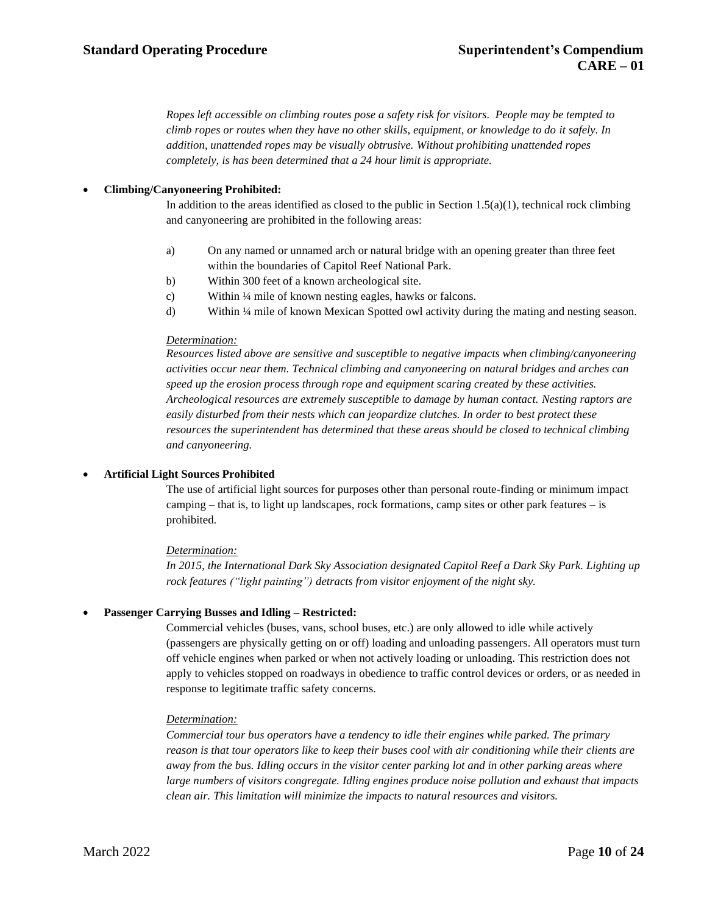*Ropes left accessible on climbing routes pose a safety risk for visitors. People may be tempted to climb ropes or routes when they have no other skills, equipment, or knowledge to do it safely. In addition, unattended ropes may be visually obtrusive. Without prohibiting unattended ropes completely, is has been determined that a 24 hour limit is appropriate.*

- **Climbing/Canyoneering Prohibited:**

  In addition to the areas identified as closed to the public in Section 1.5(a)(1), technical rock climbing and canyoneering are prohibited in the following areas:

  a) On any named or unnamed arch or natural bridge with an opening greater than three feet within the boundaries of Capitol Reef National Park.

  b) Within 300 feet of a known archeological site.

  c) Within ¼ mile of known nesting eagles, hawks or falcons.

  d) Within ¼ mile of known Mexican Spotted owl activity during the mating and nesting season.

  *Determination:*

  *Resources listed above are sensitive and susceptible to negative impacts when climbing/canyoneering activities occur near them. Technical climbing and canyoneering on natural bridges and arches can speed up the erosion process through rope and equipment scaring created by these activities. Archeological resources are extremely susceptible to damage by human contact. Nesting raptors are easily disturbed from their nests which can jeopardize clutches. In order to best protect these resources the superintendent has determined that these areas should be closed to technical climbing and canyoneering.*

- **Artificial Light Sources Prohibited**

  The use of artificial light sources for purposes other than personal route-finding or minimum impact camping – that is, to light up landscapes, rock formations, camp sites or other park features – is prohibited.

  *Determination:*

  *In 2015, the International Dark Sky Association designated Capitol Reef a Dark Sky Park. Lighting up rock features ("light painting") detracts from visitor enjoyment of the night sky.*

- **Passenger Carrying Busses and Idling – Restricted:**

  Commercial vehicles (buses, vans, school buses, etc.) are only allowed to idle while actively (passengers are physically getting on or off) loading and unloading passengers. All operators must turn off vehicle engines when parked or when not actively loading or unloading. This restriction does not apply to vehicles stopped on roadways in obedience to traffic control devices or orders, or as needed in response to legitimate traffic safety concerns.

  *Determination:*

  *Commercial tour bus operators have a tendency to idle their engines while parked. The primary reason is that tour operators like to keep their buses cool with air conditioning while their clients are away from the bus. Idling occurs in the visitor center parking lot and in other parking areas where large numbers of visitors congregate. Idling engines produce noise pollution and exhaust that impacts clean air. This limitation will minimize the impacts to natural resources and visitors.*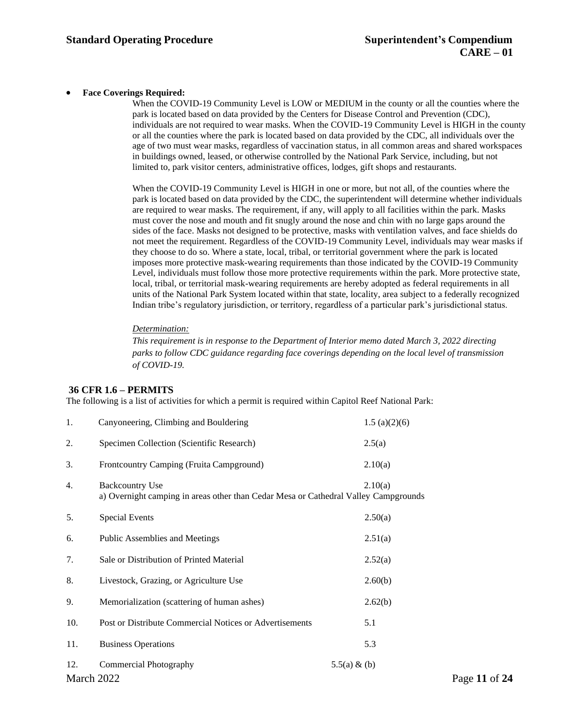- **Face Coverings Required:**

  When the COVID-19 Community Level is LOW or MEDIUM in the county or all the counties where the park is located based on data provided by the Centers for Disease Control and Prevention (CDC), individuals are not required to wear masks. When the COVID-19 Community Level is HIGH in the county or all the counties where the park is located based on data provided by the CDC, all individuals over the age of two must wear masks, regardless of vaccination status, in all common areas and shared workspaces in buildings owned, leased, or otherwise controlled by the National Park Service, including, but not limited to, park visitor centers, administrative offices, lodges, gift shops and restaurants.

  When the COVID-19 Community Level is HIGH in one or more, but not all, of the counties where the park is located based on data provided by the CDC, the superintendent will determine whether individuals are required to wear masks. The requirement, if any, will apply to all facilities within the park. Masks must cover the nose and mouth and fit snugly around the nose and chin with no large gaps around the sides of the face. Masks not designed to be protective, masks with ventilation valves, and face shields do not meet the requirement. Regardless of the COVID-19 Community Level, individuals may wear masks if they choose to do so. Where a state, local, tribal, or territorial government where the park is located imposes more protective mask-wearing requirements than those indicated by the COVID-19 Community Level, individuals must follow those more protective requirements within the park. More protective state, local, tribal, or territorial mask-wearing requirements are hereby adopted as federal requirements in all units of the National Park System located within that state, locality, area subject to a federally recognized Indian tribe's regulatory jurisdiction, or territory, regardless of a particular park's jurisdictional status.

  *Determination:*

  *This requirement is in response to the Department of Interior memo dated March 3, 2022 directing parks to follow CDC guidance regarding face coverings depending on the local level of transmission of COVID-19.*

## 36 CFR 1.6 – PERMITS

The following is a list of activities for which a permit is required within Capitol Reef National Park:

| No. | Activity | Regulation |
|---|---|---|
| 1. | Canyoneering, Climbing and Bouldering | 1.5 (a)(2)(6) |
| 2. | Specimen Collection (Scientific Research) | 2.5(a) |
| 3. | Frontcountry Camping (Fruita Campground) | 2.10(a) |
| 4. | Backcountry Use<br>a) Overnight camping in areas other than Cedar Mesa or Cathedral Valley Campgrounds | 2.10(a) |
| 5. | Special Events | 2.50(a) |
| 6. | Public Assemblies and Meetings | 2.51(a) |
| 7. | Sale or Distribution of Printed Material | 2.52(a) |
| 8. | Livestock, Grazing, or Agriculture Use | 2.60(b) |
| 9. | Memorialization (scattering of human ashes) | 2.62(b) |
| 10. | Post or Distribute Commercial Notices or Advertisements | 5.1 |
| 11. | Business Operations | 5.3 |
| 12. | Commercial Photography | 5.5(a) & (b) |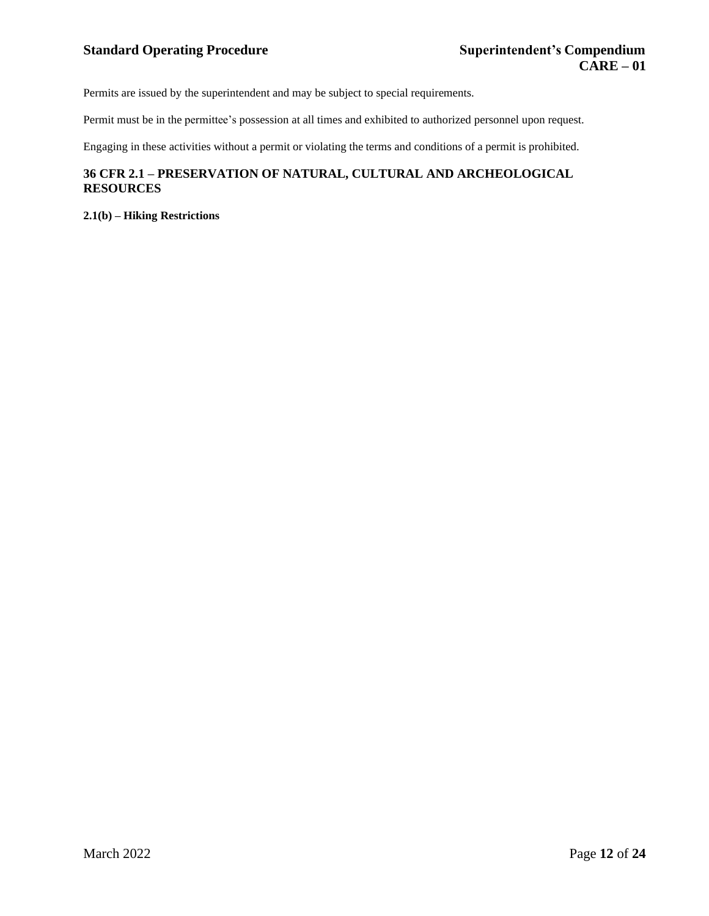Permits are issued by the superintendent and may be subject to special requirements.

Permit must be in the permittee’s possession at all times and exhibited to authorized personnel upon request.

Engaging in these activities without a permit or violating the terms and conditions of a permit is prohibited.

## 36 CFR 2.1 – PRESERVATION OF NATURAL, CULTURAL AND ARCHEOLOGICAL RESOURCES

### 2.1(b) – Hiking Restrictions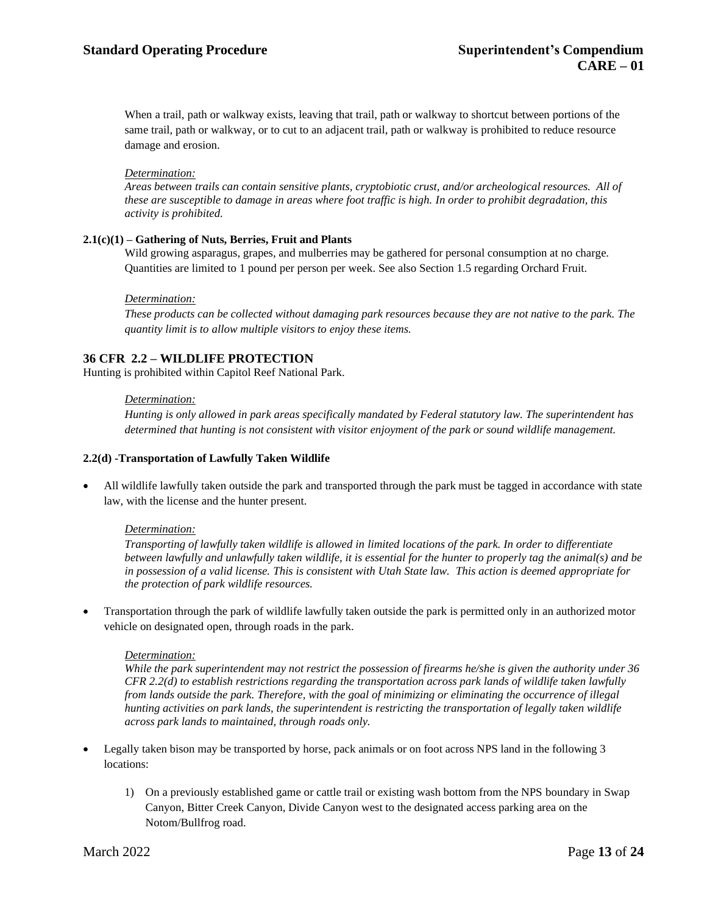When a trail, path or walkway exists, leaving that trail, path or walkway to shortcut between portions of the same trail, path or walkway, or to cut to an adjacent trail, path or walkway is prohibited to reduce resource damage and erosion.

*Determination:*
*Areas between trails can contain sensitive plants, cryptobiotic crust, and/or archeological resources. All of these are susceptible to damage in areas where foot traffic is high. In order to prohibit degradation, this activity is prohibited.*

**2.1(c)(1) – Gathering of Nuts, Berries, Fruit and Plants**

Wild growing asparagus, grapes, and mulberries may be gathered for personal consumption at no charge. Quantities are limited to 1 pound per person per week. See also Section 1.5 regarding Orchard Fruit.

*Determination:*
*These products can be collected without damaging park resources because they are not native to the park. The quantity limit is to allow multiple visitors to enjoy these items.*

## 36 CFR 2.2 – WILDLIFE PROTECTION

Hunting is prohibited within Capitol Reef National Park.

*Determination:*
*Hunting is only allowed in park areas specifically mandated by Federal statutory law. The superintendent has determined that hunting is not consistent with visitor enjoyment of the park or sound wildlife management.*

**2.2(d) -Transportation of Lawfully Taken Wildlife**

- All wildlife lawfully taken outside the park and transported through the park must be tagged in accordance with state law, with the license and the hunter present.

  *Determination:*
  *Transporting of lawfully taken wildlife is allowed in limited locations of the park. In order to differentiate between lawfully and unlawfully taken wildlife, it is essential for the hunter to properly tag the animal(s) and be in possession of a valid license. This is consistent with Utah State law. This action is deemed appropriate for the protection of park wildlife resources.*

- Transportation through the park of wildlife lawfully taken outside the park is permitted only in an authorized motor vehicle on designated open, through roads in the park.

  *Determination:*
  *While the park superintendent may not restrict the possession of firearms he/she is given the authority under 36 CFR 2.2(d) to establish restrictions regarding the transportation across park lands of wildlife taken lawfully from lands outside the park. Therefore, with the goal of minimizing or eliminating the occurrence of illegal hunting activities on park lands, the superintendent is restricting the transportation of legally taken wildlife across park lands to maintained, through roads only.*

- Legally taken bison may be transported by horse, pack animals or on foot across NPS land in the following 3 locations:

  1) On a previously established game or cattle trail or existing wash bottom from the NPS boundary in Swap Canyon, Bitter Creek Canyon, Divide Canyon west to the designated access parking area on the Notom/Bullfrog road.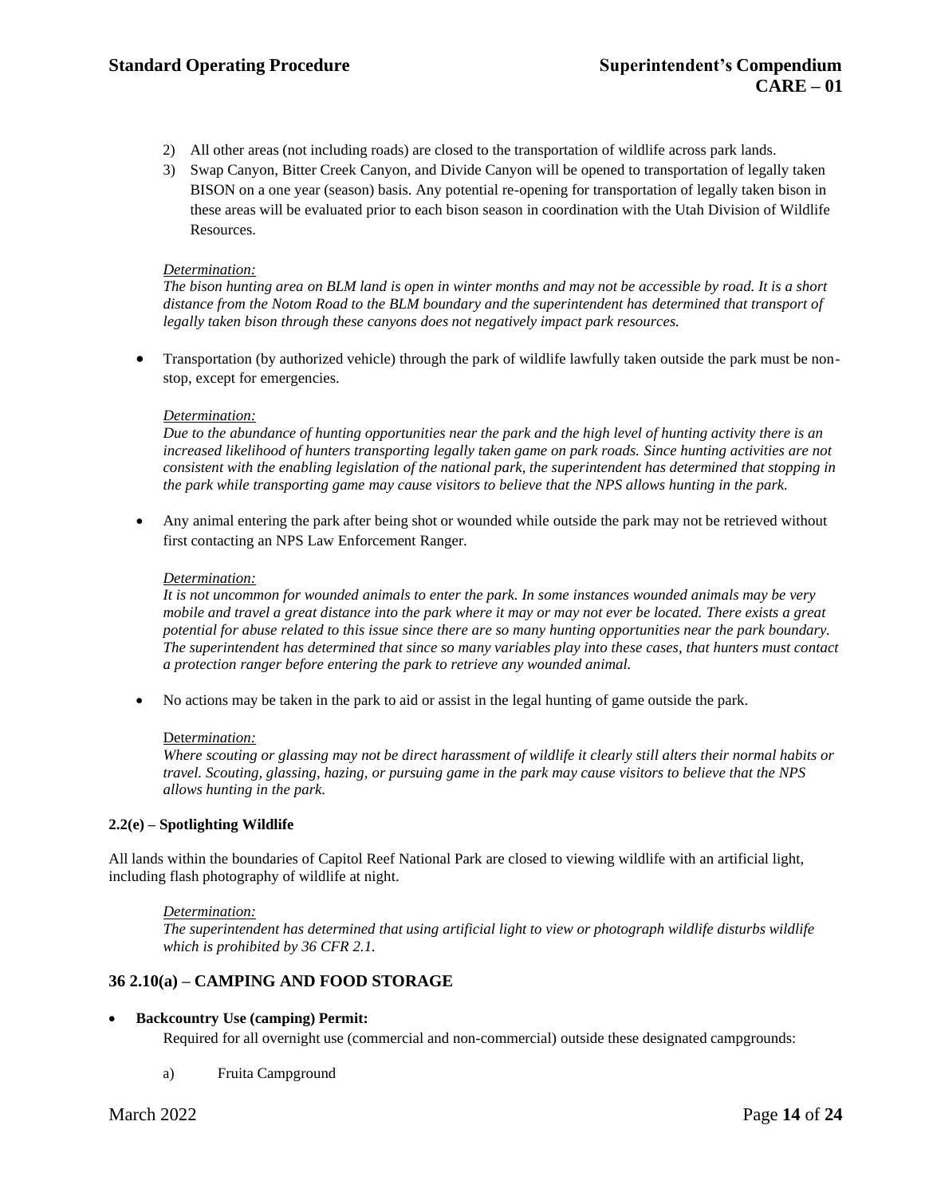2) All other areas (not including roads) are closed to the transportation of wildlife across park lands.
3) Swap Canyon, Bitter Creek Canyon, and Divide Canyon will be opened to transportation of legally taken BISON on a one year (season) basis. Any potential re-opening for transportation of legally taken bison in these areas will be evaluated prior to each bison season in coordination with the Utah Division of Wildlife Resources.

*Determination:*
*The bison hunting area on BLM land is open in winter months and may not be accessible by road. It is a short distance from the Notom Road to the BLM boundary and the superintendent has determined that transport of legally taken bison through these canyons does not negatively impact park resources.*

- Transportation (by authorized vehicle) through the park of wildlife lawfully taken outside the park must be non-stop, except for emergencies.

*Determination:*
*Due to the abundance of hunting opportunities near the park and the high level of hunting activity there is an increased likelihood of hunters transporting legally taken game on park roads. Since hunting activities are not consistent with the enabling legislation of the national park, the superintendent has determined that stopping in the park while transporting game may cause visitors to believe that the NPS allows hunting in the park.*

- Any animal entering the park after being shot or wounded while outside the park may not be retrieved without first contacting an NPS Law Enforcement Ranger.

*Determination:*
*It is not uncommon for wounded animals to enter the park. In some instances wounded animals may be very mobile and travel a great distance into the park where it may or may not ever be located. There exists a great potential for abuse related to this issue since there are so many hunting opportunities near the park boundary. The superintendent has determined that since so many variables play into these cases, that hunters must contact a protection ranger before entering the park to retrieve any wounded animal.*

- No actions may be taken in the park to aid or assist in the legal hunting of game outside the park.

*Determination:*
*Where scouting or glassing may not be direct harassment of wildlife it clearly still alters their normal habits or travel. Scouting, glassing, hazing, or pursuing game in the park may cause visitors to believe that the NPS allows hunting in the park.*

**2.2(e) – Spotlighting Wildlife**

All lands within the boundaries of Capitol Reef National Park are closed to viewing wildlife with an artificial light, including flash photography of wildlife at night.

*Determination:*
*The superintendent has determined that using artificial light to view or photograph wildlife disturbs wildlife which is prohibited by 36 CFR 2.1.*

## 36 2.10(a) – CAMPING AND FOOD STORAGE

- **Backcountry Use (camping) Permit:**
  Required for all overnight use (commercial and non-commercial) outside these designated campgrounds:

  a) Fruita Campground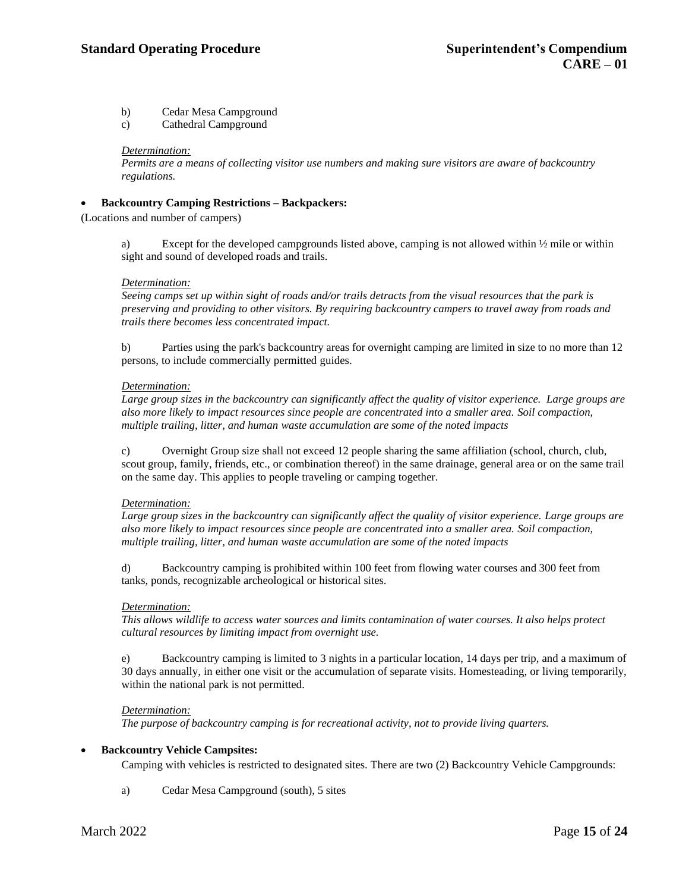b) Cedar Mesa Campground
c) Cathedral Campground

*Determination:*
*Permits are a means of collecting visitor use numbers and making sure visitors are aware of backcountry regulations.*

- **Backcountry Camping Restrictions – Backpackers:**

(Locations and number of campers)

a) Except for the developed campgrounds listed above, camping is not allowed within ½ mile or within sight and sound of developed roads and trails.

*Determination:*
*Seeing camps set up within sight of roads and/or trails detracts from the visual resources that the park is preserving and providing to other visitors. By requiring backcountry campers to travel away from roads and trails there becomes less concentrated impact.*

b) Parties using the park's backcountry areas for overnight camping are limited in size to no more than 12 persons, to include commercially permitted guides.

*Determination:*
*Large group sizes in the backcountry can significantly affect the quality of visitor experience. Large groups are also more likely to impact resources since people are concentrated into a smaller area. Soil compaction, multiple trailing, litter, and human waste accumulation are some of the noted impacts*

c) Overnight Group size shall not exceed 12 people sharing the same affiliation (school, church, club, scout group, family, friends, etc., or combination thereof) in the same drainage, general area or on the same trail on the same day. This applies to people traveling or camping together.

*Determination:*
*Large group sizes in the backcountry can significantly affect the quality of visitor experience. Large groups are also more likely to impact resources since people are concentrated into a smaller area. Soil compaction, multiple trailing, litter, and human waste accumulation are some of the noted impacts*

d) Backcountry camping is prohibited within 100 feet from flowing water courses and 300 feet from tanks, ponds, recognizable archeological or historical sites.

*Determination:*
*This allows wildlife to access water sources and limits contamination of water courses. It also helps protect cultural resources by limiting impact from overnight use.*

e) Backcountry camping is limited to 3 nights in a particular location, 14 days per trip, and a maximum of 30 days annually, in either one visit or the accumulation of separate visits. Homesteading, or living temporarily, within the national park is not permitted.

*Determination:*
*The purpose of backcountry camping is for recreational activity, not to provide living quarters.*

- **Backcountry Vehicle Campsites:**

Camping with vehicles is restricted to designated sites. There are two (2) Backcountry Vehicle Campgrounds:

a) Cedar Mesa Campground (south), 5 sites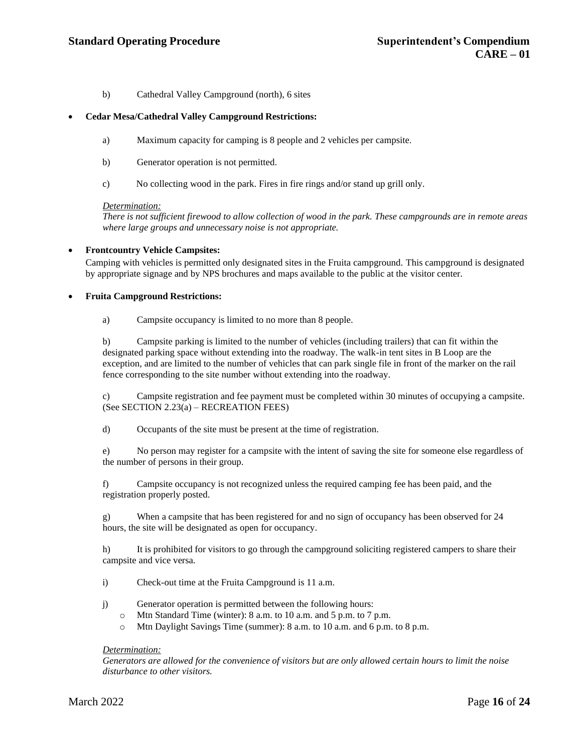b) Cathedral Valley Campground (north), 6 sites

- **Cedar Mesa/Cathedral Valley Campground Restrictions:**

  a) Maximum capacity for camping is 8 people and 2 vehicles per campsite.

  b) Generator operation is not permitted.

  c) No collecting wood in the park. Fires in fire rings and/or stand up grill only.

  *Determination:*
  *There is not sufficient firewood to allow collection of wood in the park. These campgrounds are in remote areas where large groups and unnecessary noise is not appropriate.*

- **Frontcountry Vehicle Campsites:**
  Camping with vehicles is permitted only designated sites in the Fruita campground. This campground is designated by appropriate signage and by NPS brochures and maps available to the public at the visitor center.

- **Fruita Campground Restrictions:**

  a) Campsite occupancy is limited to no more than 8 people.

  b) Campsite parking is limited to the number of vehicles (including trailers) that can fit within the designated parking space without extending into the roadway. The walk-in tent sites in B Loop are the exception, and are limited to the number of vehicles that can park single file in front of the marker on the rail fence corresponding to the site number without extending into the roadway.

  c) Campsite registration and fee payment must be completed within 30 minutes of occupying a campsite. (See SECTION 2.23(a) – RECREATION FEES)

  d) Occupants of the site must be present at the time of registration.

  e) No person may register for a campsite with the intent of saving the site for someone else regardless of the number of persons in their group.

  f) Campsite occupancy is not recognized unless the required camping fee has been paid, and the registration properly posted.

  g) When a campsite that has been registered for and no sign of occupancy has been observed for 24 hours, the site will be designated as open for occupancy.

  h) It is prohibited for visitors to go through the campground soliciting registered campers to share their campsite and vice versa.

  i) Check-out time at the Fruita Campground is 11 a.m.

  j) Generator operation is permitted between the following hours:
  - Mtn Standard Time (winter): 8 a.m. to 10 a.m. and 5 p.m. to 7 p.m.
  - Mtn Daylight Savings Time (summer): 8 a.m. to 10 a.m. and 6 p.m. to 8 p.m.

  *Determination:*
  *Generators are allowed for the convenience of visitors but are only allowed certain hours to limit the noise disturbance to other visitors.*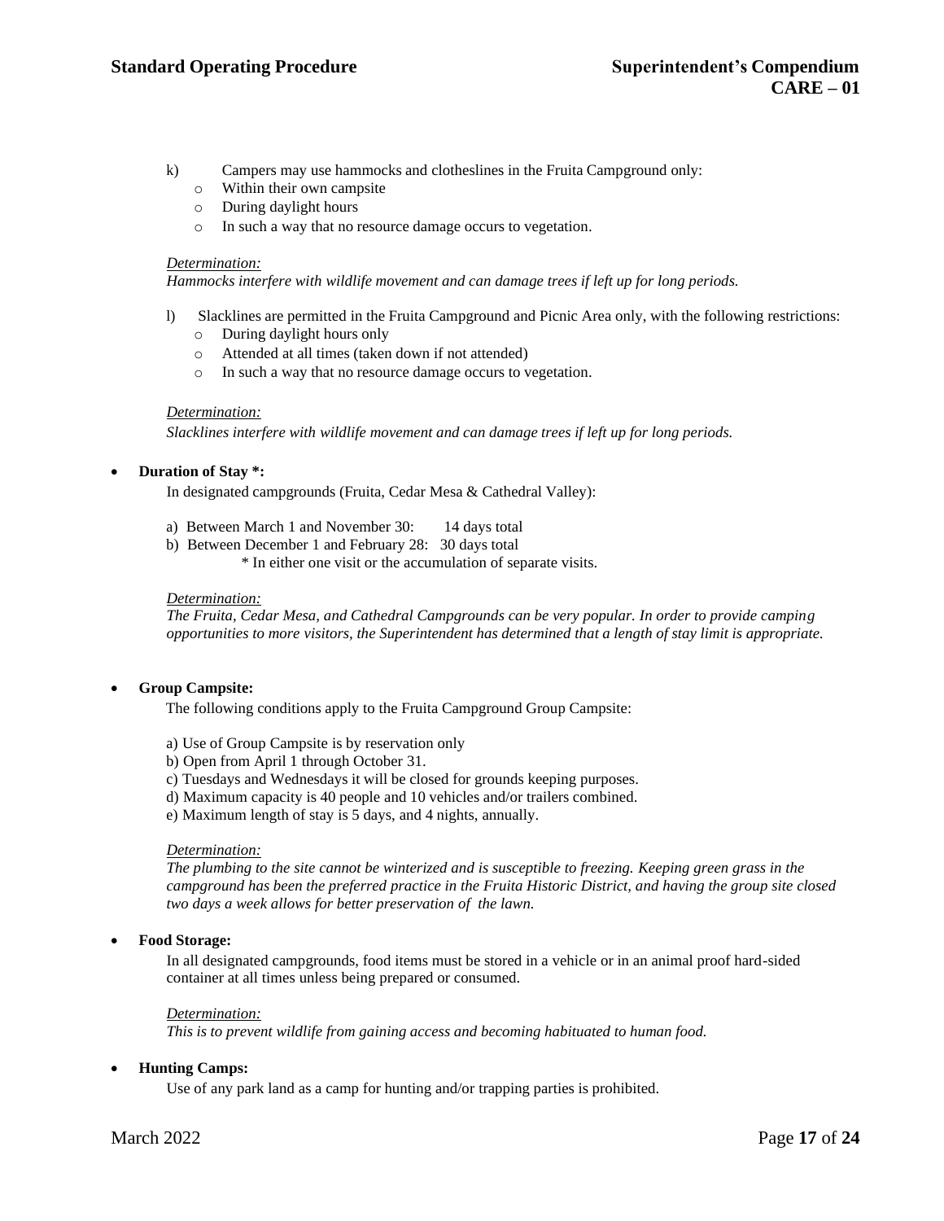k) Campers may use hammocks and clotheslines in the Fruita Campground only:
   - Within their own campsite
   - During daylight hours
   - In such a way that no resource damage occurs to vegetation.

*Determination:*
*Hammocks interfere with wildlife movement and can damage trees if left up for long periods.*

l) Slacklines are permitted in the Fruita Campground and Picnic Area only, with the following restrictions:
   - During daylight hours only
   - Attended at all times (taken down if not attended)
   - In such a way that no resource damage occurs to vegetation.

*Determination:*
*Slacklines interfere with wildlife movement and can damage trees if left up for long periods.*

- **Duration of Stay *:**

In designated campgrounds (Fruita, Cedar Mesa & Cathedral Valley):

a) Between March 1 and November 30: 14 days total
b) Between December 1 and February 28: 30 days total
   * In either one visit or the accumulation of separate visits.

*Determination:*
*The Fruita, Cedar Mesa, and Cathedral Campgrounds can be very popular. In order to provide camping opportunities to more visitors, the Superintendent has determined that a length of stay limit is appropriate.*

- **Group Campsite:**

The following conditions apply to the Fruita Campground Group Campsite:

a) Use of Group Campsite is by reservation only
b) Open from April 1 through October 31.
c) Tuesdays and Wednesdays it will be closed for grounds keeping purposes.
d) Maximum capacity is 40 people and 10 vehicles and/or trailers combined.
e) Maximum length of stay is 5 days, and 4 nights, annually.

*Determination:*
*The plumbing to the site cannot be winterized and is susceptible to freezing. Keeping green grass in the campground has been the preferred practice in the Fruita Historic District, and having the group site closed two days a week allows for better preservation of the lawn.*

- **Food Storage:**

In all designated campgrounds, food items must be stored in a vehicle or in an animal proof hard-sided container at all times unless being prepared or consumed.

*Determination:*
*This is to prevent wildlife from gaining access and becoming habituated to human food.*

- **Hunting Camps:**

Use of any park land as a camp for hunting and/or trapping parties is prohibited.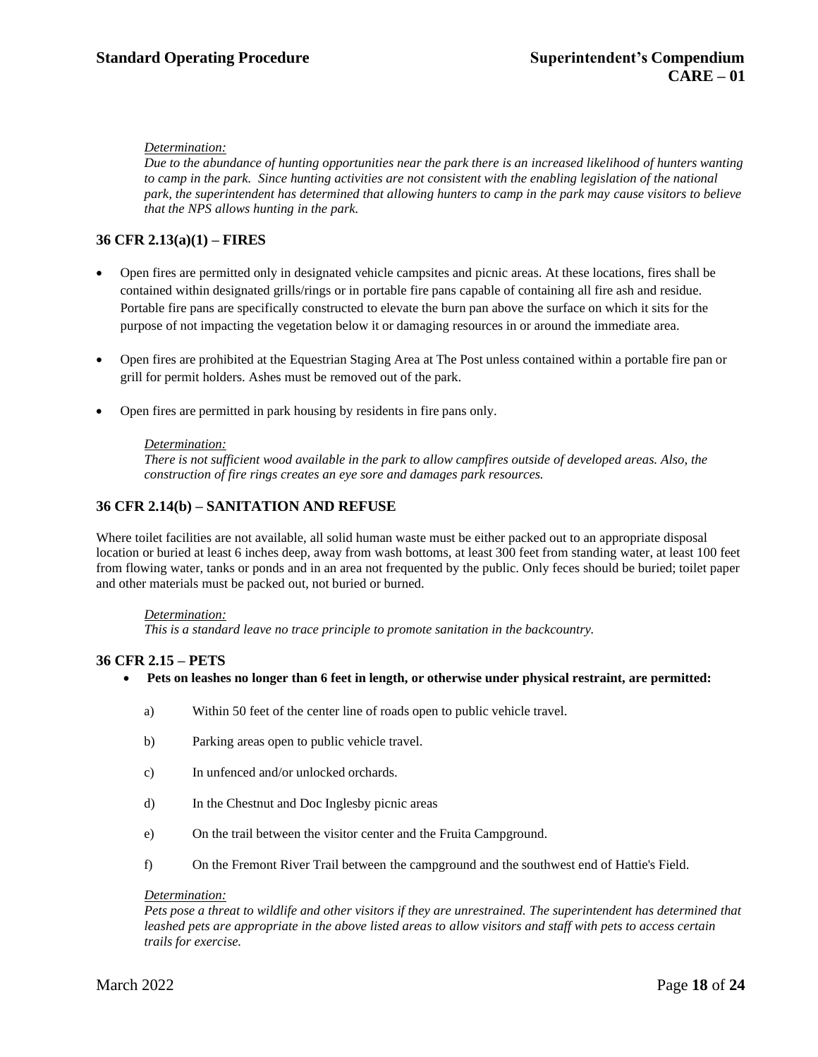*Determination:*
*Due to the abundance of hunting opportunities near the park there is an increased likelihood of hunters wanting to camp in the park. Since hunting activities are not consistent with the enabling legislation of the national park, the superintendent has determined that allowing hunters to camp in the park may cause visitors to believe that the NPS allows hunting in the park.*

## 36 CFR 2.13(a)(1) – FIRES

- Open fires are permitted only in designated vehicle campsites and picnic areas. At these locations, fires shall be contained within designated grills/rings or in portable fire pans capable of containing all fire ash and residue. Portable fire pans are specifically constructed to elevate the burn pan above the surface on which it sits for the purpose of not impacting the vegetation below it or damaging resources in or around the immediate area.
- Open fires are prohibited at the Equestrian Staging Area at The Post unless contained within a portable fire pan or grill for permit holders. Ashes must be removed out of the park.
- Open fires are permitted in park housing by residents in fire pans only.

*Determination:*
*There is not sufficient wood available in the park to allow campfires outside of developed areas. Also, the construction of fire rings creates an eye sore and damages park resources.*

## 36 CFR 2.14(b) – SANITATION AND REFUSE

Where toilet facilities are not available, all solid human waste must be either packed out to an appropriate disposal location or buried at least 6 inches deep, away from wash bottoms, at least 300 feet from standing water, at least 100 feet from flowing water, tanks or ponds and in an area not frequented by the public. Only feces should be buried; toilet paper and other materials must be packed out, not buried or burned.

*Determination:*
*This is a standard leave no trace principle to promote sanitation in the backcountry.*

## 36 CFR 2.15 – PETS

- **Pets on leashes no longer than 6 feet in length, or otherwise under physical restraint, are permitted:**

  a) Within 50 feet of the center line of roads open to public vehicle travel.

  b) Parking areas open to public vehicle travel.

  c) In unfenced and/or unlocked orchards.

  d) In the Chestnut and Doc Inglesby picnic areas

  e) On the trail between the visitor center and the Fruita Campground.

  f) On the Fremont River Trail between the campground and the southwest end of Hattie's Field.

*Determination:*
*Pets pose a threat to wildlife and other visitors if they are unrestrained. The superintendent has determined that leashed pets are appropriate in the above listed areas to allow visitors and staff with pets to access certain trails for exercise.*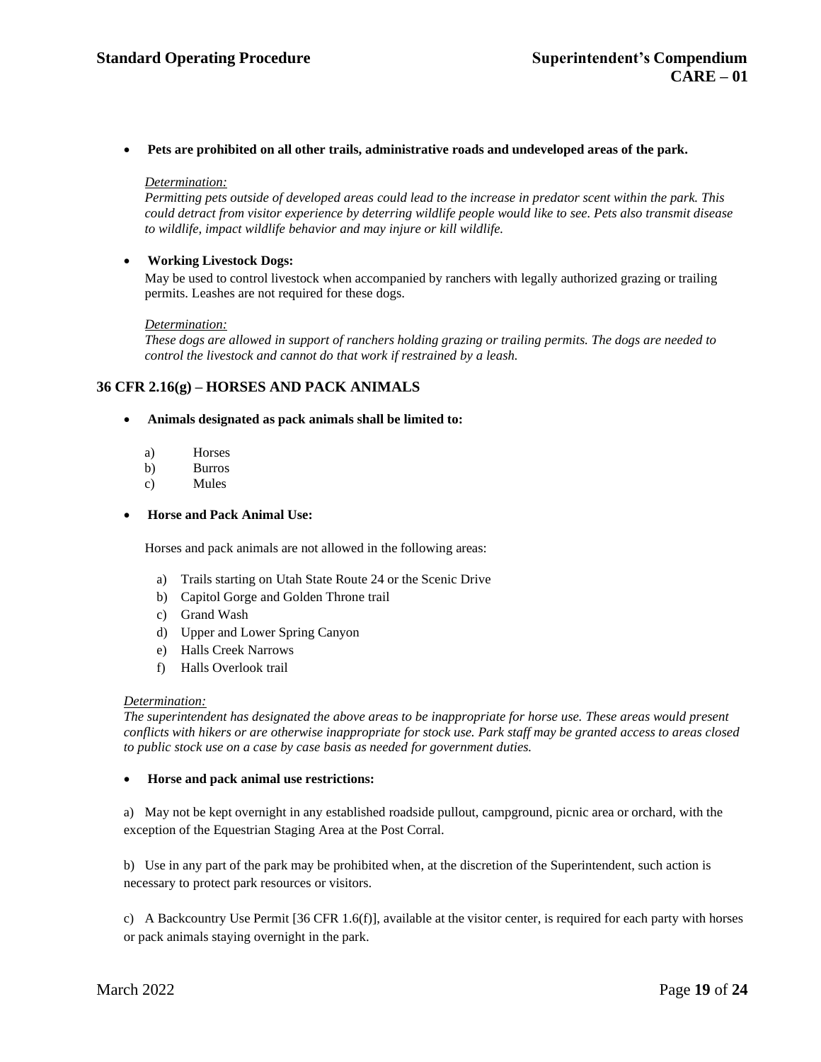- **Pets are prohibited on all other trails, administrative roads and undeveloped areas of the park.**

  *Determination:*
  *Permitting pets outside of developed areas could lead to the increase in predator scent within the park. This could detract from visitor experience by deterring wildlife people would like to see. Pets also transmit disease to wildlife, impact wildlife behavior and may injure or kill wildlife.*

- **Working Livestock Dogs:**
  May be used to control livestock when accompanied by ranchers with legally authorized grazing or trailing permits. Leashes are not required for these dogs.

  *Determination:*
  *These dogs are allowed in support of ranchers holding grazing or trailing permits. The dogs are needed to control the livestock and cannot do that work if restrained by a leash.*

## 36 CFR 2.16(g) – HORSES AND PACK ANIMALS

- **Animals designated as pack animals shall be limited to:**

  a) Horses
  b) Burros
  c) Mules

- **Horse and Pack Animal Use:**

  Horses and pack animals are not allowed in the following areas:

  a) Trails starting on Utah State Route 24 or the Scenic Drive
  b) Capitol Gorge and Golden Throne trail
  c) Grand Wash
  d) Upper and Lower Spring Canyon
  e) Halls Creek Narrows
  f) Halls Overlook trail

*Determination:*
*The superintendent has designated the above areas to be inappropriate for horse use. These areas would present conflicts with hikers or are otherwise inappropriate for stock use. Park staff may be granted access to areas closed to public stock use on a case by case basis as needed for government duties.*

- **Horse and pack animal use restrictions:**

a) May not be kept overnight in any established roadside pullout, campground, picnic area or orchard, with the exception of the Equestrian Staging Area at the Post Corral.

b) Use in any part of the park may be prohibited when, at the discretion of the Superintendent, such action is necessary to protect park resources or visitors.

c) A Backcountry Use Permit [36 CFR 1.6(f)], available at the visitor center, is required for each party with horses or pack animals staying overnight in the park.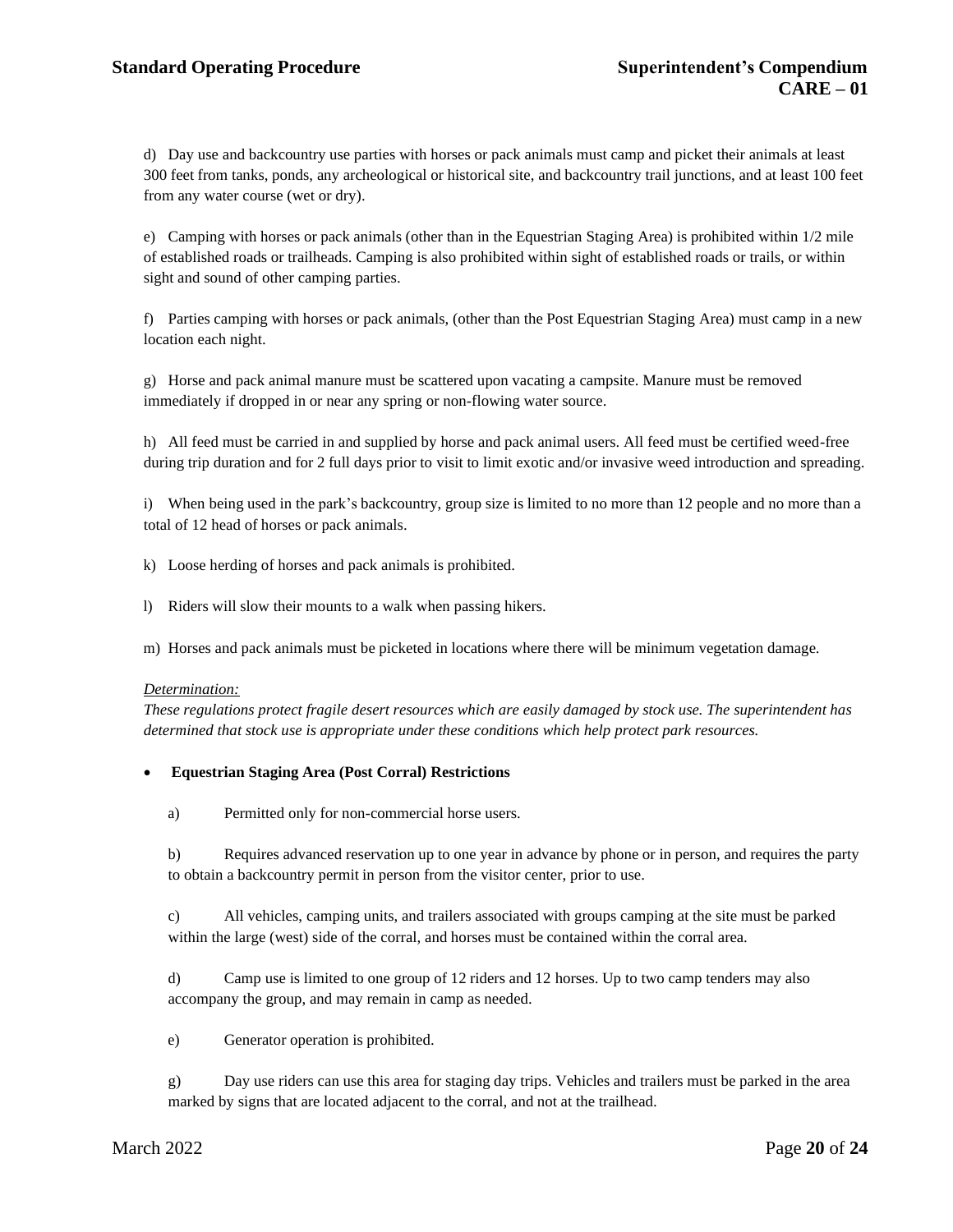d) Day use and backcountry use parties with horses or pack animals must camp and picket their animals at least 300 feet from tanks, ponds, any archeological or historical site, and backcountry trail junctions, and at least 100 feet from any water course (wet or dry).

e) Camping with horses or pack animals (other than in the Equestrian Staging Area) is prohibited within 1/2 mile of established roads or trailheads. Camping is also prohibited within sight of established roads or trails, or within sight and sound of other camping parties.

f) Parties camping with horses or pack animals, (other than the Post Equestrian Staging Area) must camp in a new location each night.

g) Horse and pack animal manure must be scattered upon vacating a campsite. Manure must be removed immediately if dropped in or near any spring or non-flowing water source.

h) All feed must be carried in and supplied by horse and pack animal users. All feed must be certified weed-free during trip duration and for 2 full days prior to visit to limit exotic and/or invasive weed introduction and spreading.

i) When being used in the park's backcountry, group size is limited to no more than 12 people and no more than a total of 12 head of horses or pack animals.

k) Loose herding of horses and pack animals is prohibited.

l) Riders will slow their mounts to a walk when passing hikers.

m) Horses and pack animals must be picketed in locations where there will be minimum vegetation damage.

*Determination:*
*These regulations protect fragile desert resources which are easily damaged by stock use. The superintendent has determined that stock use is appropriate under these conditions which help protect park resources.*

- **Equestrian Staging Area (Post Corral) Restrictions**

a) Permitted only for non-commercial horse users.

b) Requires advanced reservation up to one year in advance by phone or in person, and requires the party to obtain a backcountry permit in person from the visitor center, prior to use.

c) All vehicles, camping units, and trailers associated with groups camping at the site must be parked within the large (west) side of the corral, and horses must be contained within the corral area.

d) Camp use is limited to one group of 12 riders and 12 horses. Up to two camp tenders may also accompany the group, and may remain in camp as needed.

e) Generator operation is prohibited.

g) Day use riders can use this area for staging day trips. Vehicles and trailers must be parked in the area marked by signs that are located adjacent to the corral, and not at the trailhead.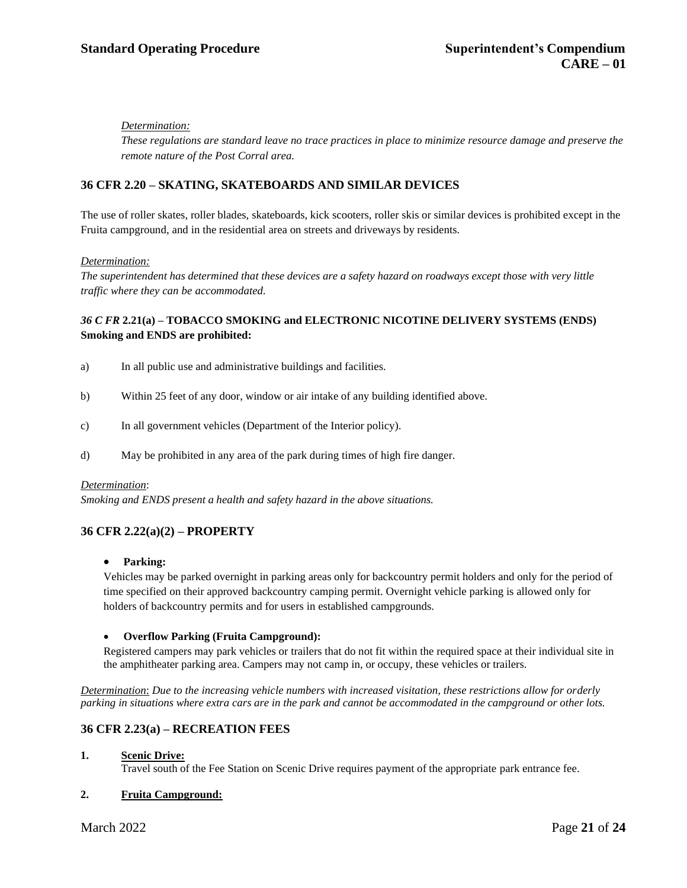*Determination:*
*These regulations are standard leave no trace practices in place to minimize resource damage and preserve the remote nature of the Post Corral area.*

## 36 CFR 2.20 – SKATING, SKATEBOARDS AND SIMILAR DEVICES

The use of roller skates, roller blades, skateboards, kick scooters, roller skis or similar devices is prohibited except in the Fruita campground, and in the residential area on streets and driveways by residents.

*Determination:*
*The superintendent has determined that these devices are a safety hazard on roadways except those with very little traffic where they can be accommodated.*

## *36 C FR* 2.21(a) – TOBACCO SMOKING and ELECTRONIC NICOTINE DELIVERY SYSTEMS (ENDS)

**Smoking and ENDS are prohibited:**

a) In all public use and administrative buildings and facilities.

b) Within 25 feet of any door, window or air intake of any building identified above.

c) In all government vehicles (Department of the Interior policy).

d) May be prohibited in any area of the park during times of high fire danger.

*Determination*:
*Smoking and ENDS present a health and safety hazard in the above situations.*

## 36 CFR 2.22(a)(2) – PROPERTY

- **Parking:**
  Vehicles may be parked overnight in parking areas only for backcountry permit holders and only for the period of time specified on their approved backcountry camping permit. Overnight vehicle parking is allowed only for holders of backcountry permits and for users in established campgrounds.

- **Overflow Parking (Fruita Campground):**
  Registered campers may park vehicles or trailers that do not fit within the required space at their individual site in the amphitheater parking area. Campers may not camp in, or occupy, these vehicles or trailers.

*Determination*: *Due to the increasing vehicle numbers with increased visitation, these restrictions allow for orderly parking in situations where extra cars are in the park and cannot be accommodated in the campground or other lots.*

## 36 CFR 2.23(a) – RECREATION FEES

1. **Scenic Drive:**
   Travel south of the Fee Station on Scenic Drive requires payment of the appropriate park entrance fee.

2. **Fruita Campground:**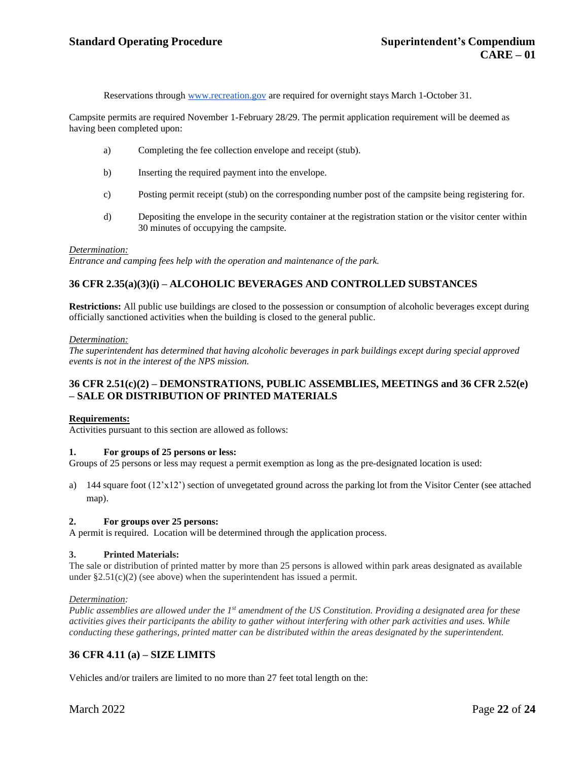Reservations through www.recreation.gov are required for overnight stays March 1-October 31.

Campsite permits are required November 1-February 28/29. The permit application requirement will be deemed as having been completed upon:

a) Completing the fee collection envelope and receipt (stub).

b) Inserting the required payment into the envelope.

c) Posting permit receipt (stub) on the corresponding number post of the campsite being registering for.

d) Depositing the envelope in the security container at the registration station or the visitor center within 30 minutes of occupying the campsite.

*Determination:*
*Entrance and camping fees help with the operation and maintenance of the park.*

## 36 CFR 2.35(a)(3)(i) – ALCOHOLIC BEVERAGES AND CONTROLLED SUBSTANCES

**Restrictions:** All public use buildings are closed to the possession or consumption of alcoholic beverages except during officially sanctioned activities when the building is closed to the general public.

*Determination:*
*The superintendent has determined that having alcoholic beverages in park buildings except during special approved events is not in the interest of the NPS mission.*

## 36 CFR 2.51(c)(2) – DEMONSTRATIONS, PUBLIC ASSEMBLIES, MEETINGS and 36 CFR 2.52(e) – SALE OR DISTRIBUTION OF PRINTED MATERIALS

**Requirements:**
Activities pursuant to this section are allowed as follows:

**1. For groups of 25 persons or less:**
Groups of 25 persons or less may request a permit exemption as long as the pre-designated location is used:

a) 144 square foot (12'x12') section of unvegetated ground across the parking lot from the Visitor Center (see attached map).

**2. For groups over 25 persons:**
A permit is required. Location will be determined through the application process.

**3. Printed Materials:**
The sale or distribution of printed matter by more than 25 persons is allowed within park areas designated as available under §2.51(c)(2) (see above) when the superintendent has issued a permit.

*Determination:*
*Public assemblies are allowed under the 1st amendment of the US Constitution. Providing a designated area for these activities gives their participants the ability to gather without interfering with other park activities and uses. While conducting these gatherings, printed matter can be distributed within the areas designated by the superintendent.*

## 36 CFR 4.11 (a) – SIZE LIMITS

Vehicles and/or trailers are limited to no more than 27 feet total length on the: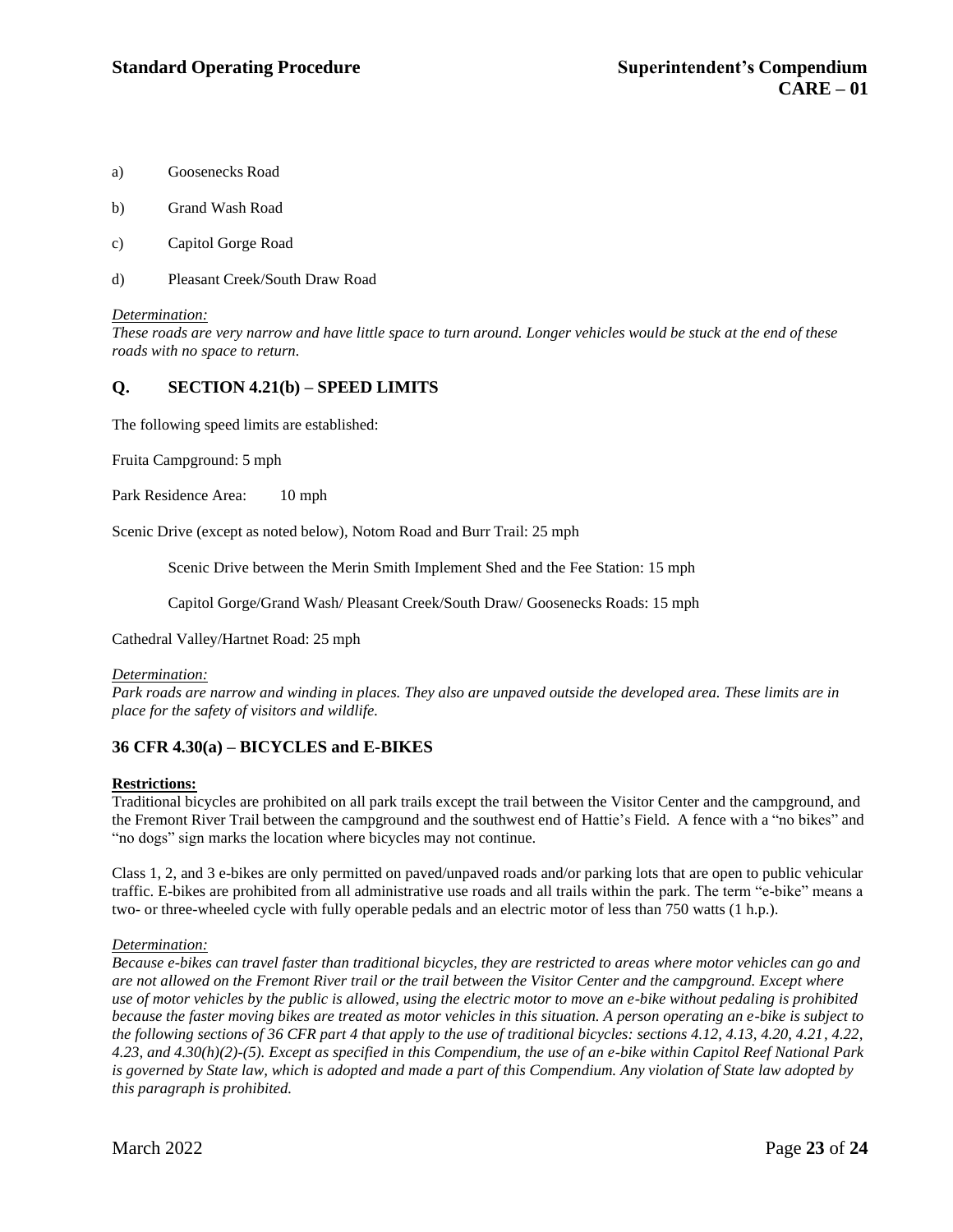a) Goosenecks Road

b) Grand Wash Road

c) Capitol Gorge Road

d) Pleasant Creek/South Draw Road

*Determination:*
*These roads are very narrow and have little space to turn around. Longer vehicles would be stuck at the end of these roads with no space to return.*

## Q. SECTION 4.21(b) – SPEED LIMITS

The following speed limits are established:

Fruita Campground: 5 mph

Park Residence Area: 10 mph

Scenic Drive (except as noted below), Notom Road and Burr Trail: 25 mph

> Scenic Drive between the Merin Smith Implement Shed and the Fee Station: 15 mph
>
> Capitol Gorge/Grand Wash/ Pleasant Creek/South Draw/ Goosenecks Roads: 15 mph

Cathedral Valley/Hartnet Road: 25 mph

*Determination:*
*Park roads are narrow and winding in places. They also are unpaved outside the developed area. These limits are in place for the safety of visitors and wildlife.*

## 36 CFR 4.30(a) – BICYCLES and E-BIKES

**Restrictions:**
Traditional bicycles are prohibited on all park trails except the trail between the Visitor Center and the campground, and the Fremont River Trail between the campground and the southwest end of Hattie's Field. A fence with a "no bikes" and "no dogs" sign marks the location where bicycles may not continue.

Class 1, 2, and 3 e-bikes are only permitted on paved/unpaved roads and/or parking lots that are open to public vehicular traffic. E-bikes are prohibited from all administrative use roads and all trails within the park. The term "e-bike" means a two- or three-wheeled cycle with fully operable pedals and an electric motor of less than 750 watts (1 h.p.).

*Determination:*
*Because e-bikes can travel faster than traditional bicycles, they are restricted to areas where motor vehicles can go and are not allowed on the Fremont River trail or the trail between the Visitor Center and the campground. Except where use of motor vehicles by the public is allowed, using the electric motor to move an e-bike without pedaling is prohibited because the faster moving bikes are treated as motor vehicles in this situation. A person operating an e-bike is subject to the following sections of 36 CFR part 4 that apply to the use of traditional bicycles: sections 4.12, 4.13, 4.20, 4.21, 4.22, 4.23, and 4.30(h)(2)-(5). Except as specified in this Compendium, the use of an e-bike within Capitol Reef National Park is governed by State law, which is adopted and made a part of this Compendium. Any violation of State law adopted by this paragraph is prohibited.*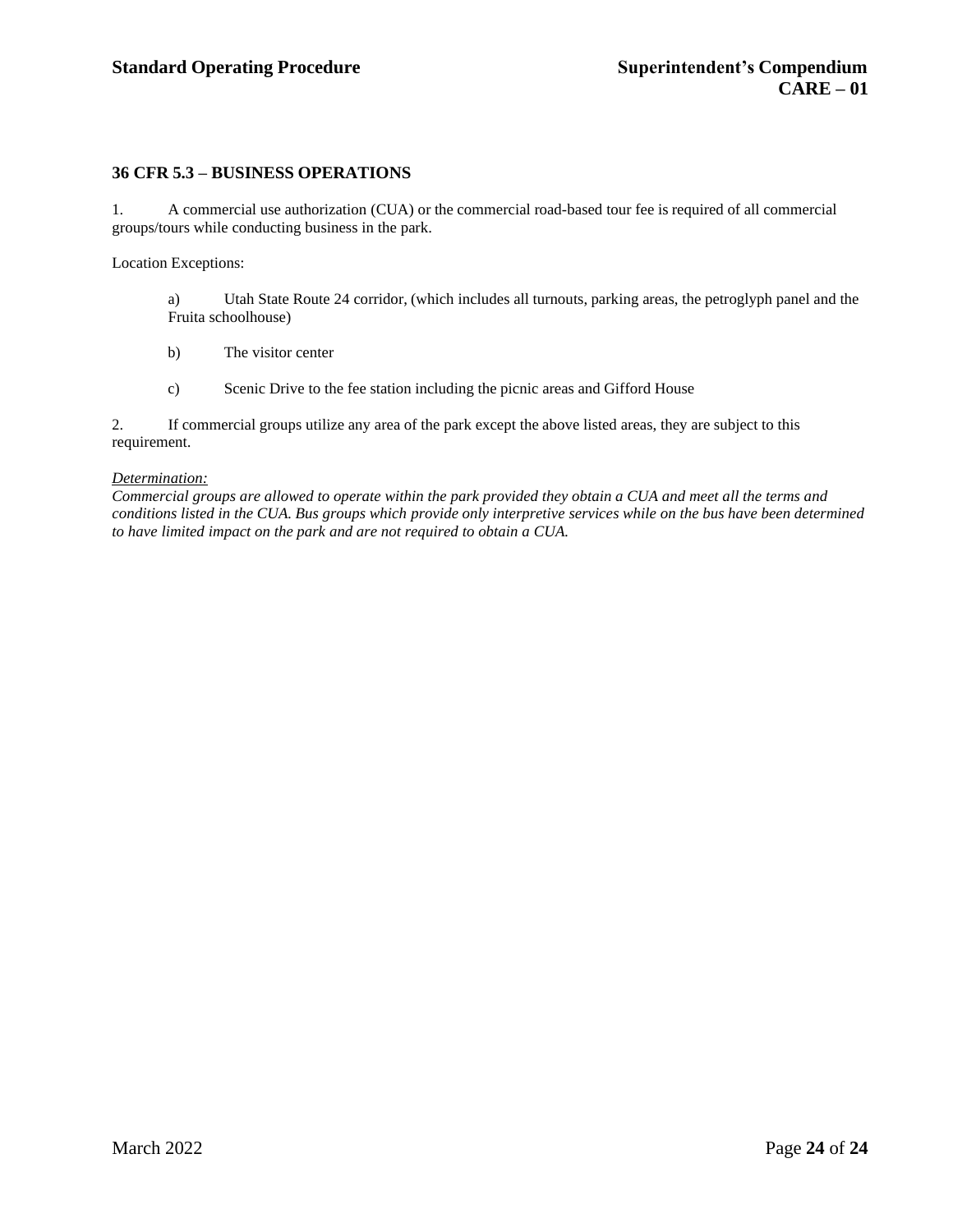### 36 CFR 5.3 – BUSINESS OPERATIONS

1. A commercial use authorization (CUA) or the commercial road-based tour fee is required of all commercial groups/tours while conducting business in the park.

Location Exceptions:

a) Utah State Route 24 corridor, (which includes all turnouts, parking areas, the petroglyph panel and the Fruita schoolhouse)

b) The visitor center

c) Scenic Drive to the fee station including the picnic areas and Gifford House

2. If commercial groups utilize any area of the park except the above listed areas, they are subject to this requirement.

*Determination:*
*Commercial groups are allowed to operate within the park provided they obtain a CUA and meet all the terms and conditions listed in the CUA. Bus groups which provide only interpretive services while on the bus have been determined to have limited impact on the park and are not required to obtain a CUA.*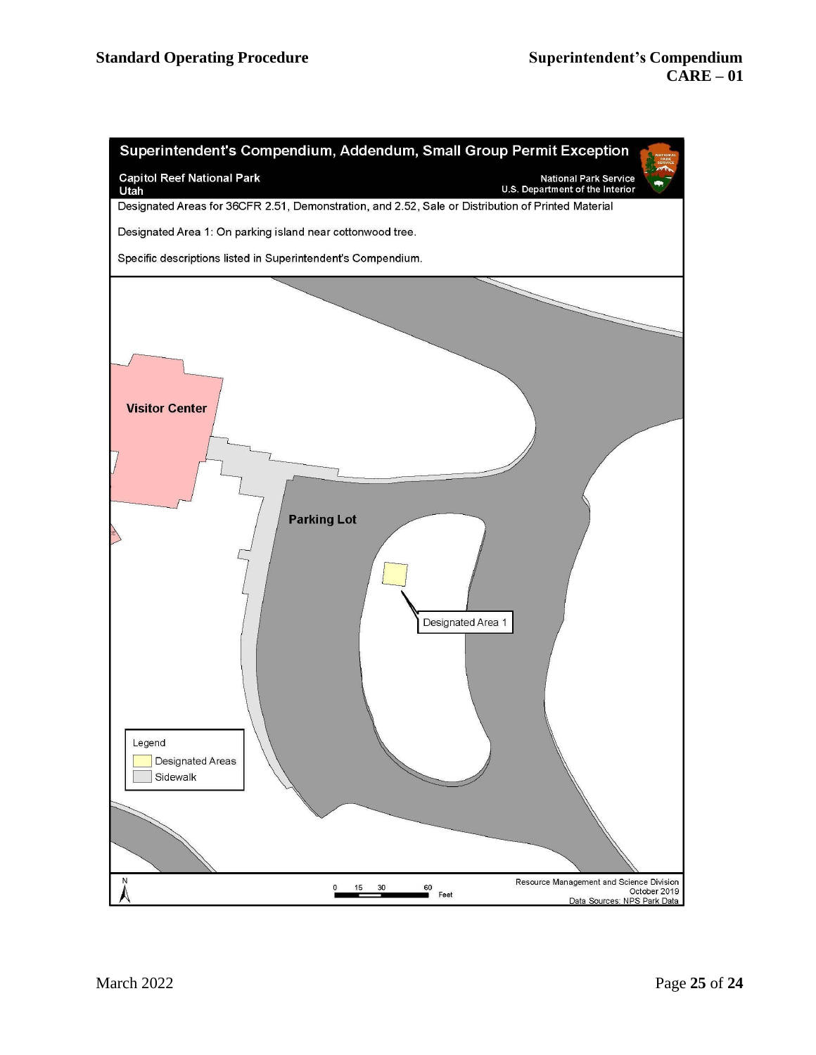## Superintendent's Compendium, Addendum, Small Group Permit Exception

Capitol Reef National Park
Utah

National Park Service
U.S. Department of the Interior

Designated Areas for 36CFR 2.51, Demonstration, and 2.52, Sale or Distribution of Printed Material

Designated Area 1: On parking island near cottonwood tree.

Specific descriptions listed in Superintendent's Compendium.

Visitor Center

Parking Lot

Designated Area 1

Legend
Designated Areas
Sidewalk

N

0 15 30 60 Feet

Resource Management and Science Division
October 2019
Data Sources: NPS Park Data